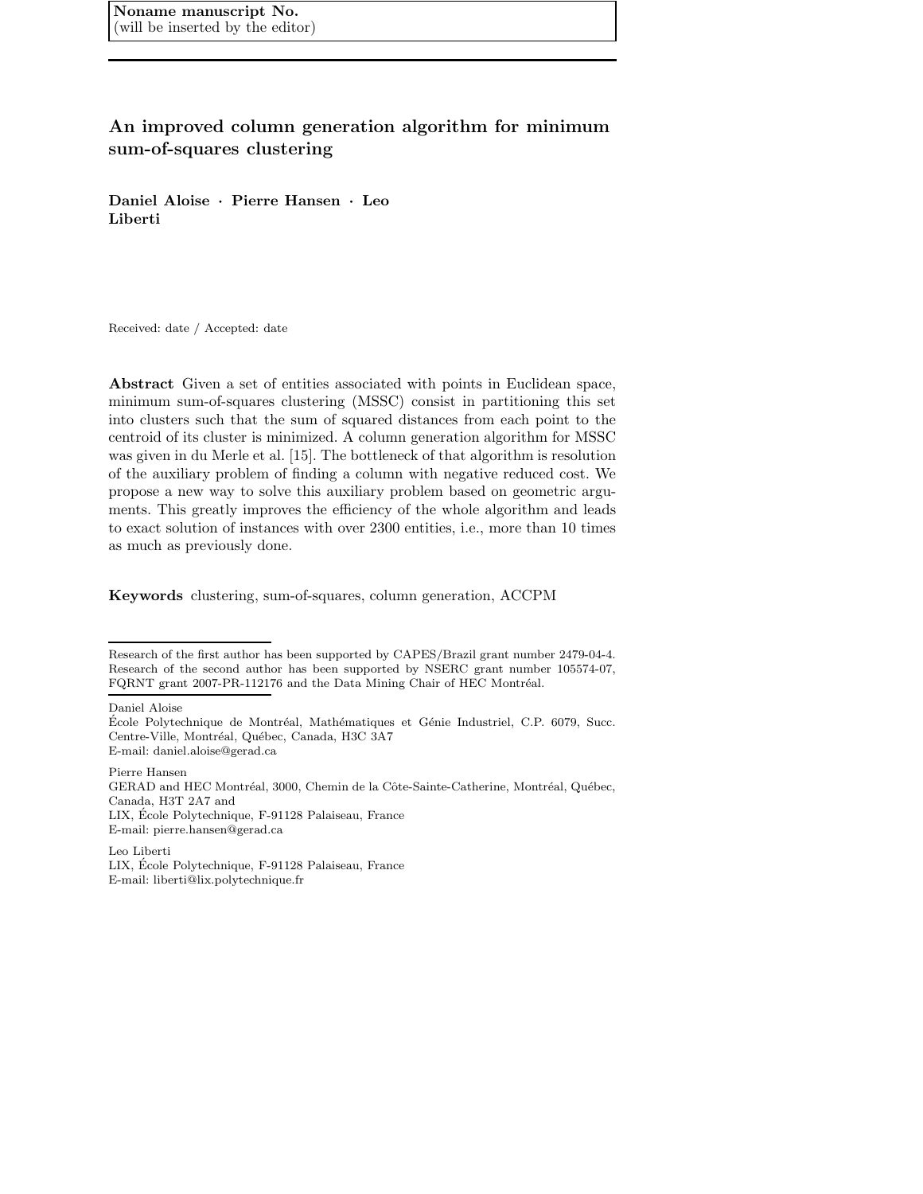**Noname manuscript No.**
(will be inserted by the editor)

# An improved column generation algorithm for minimum sum-of-squares clustering

**Daniel Aloise · Pierre Hansen · Leo Liberti**

Received: date / Accepted: date

**Abstract** Given a set of entities associated with points in Euclidean space, minimum sum-of-squares clustering (MSSC) consist in partitioning this set into clusters such that the sum of squared distances from each point to the centroid of its cluster is minimized. A column generation algorithm for MSSC was given in du Merle et al. [15]. The bottleneck of that algorithm is resolution of the auxiliary problem of finding a column with negative reduced cost. We propose a new way to solve this auxiliary problem based on geometric arguments. This greatly improves the efficiency of the whole algorithm and leads to exact solution of instances with over 2300 entities, i.e., more than 10 times as much as previously done.

**Keywords** clustering, sum-of-squares, column generation, ACCPM

---

Research of the first author has been supported by CAPES/Brazil grant number 2479-04-4. Research of the second author has been supported by NSERC grant number 105574-07, FQRNT grant 2007-PR-112176 and the Data Mining Chair of HEC Montréal.

Daniel Aloise
École Polytechnique de Montréal, Mathématiques et Génie Industriel, C.P. 6079, Succ. Centre-Ville, Montréal, Québec, Canada, H3C 3A7
E-mail: daniel.aloise@gerad.ca

Pierre Hansen
GERAD and HEC Montréal, 3000, Chemin de la Côte-Sainte-Catherine, Montréal, Québec, Canada, H3T 2A7 and
LIX, École Polytechnique, F-91128 Palaiseau, France
E-mail: pierre.hansen@gerad.ca

Leo Liberti
LIX, École Polytechnique, F-91128 Palaiseau, France
E-mail: liberti@lix.polytechnique.fr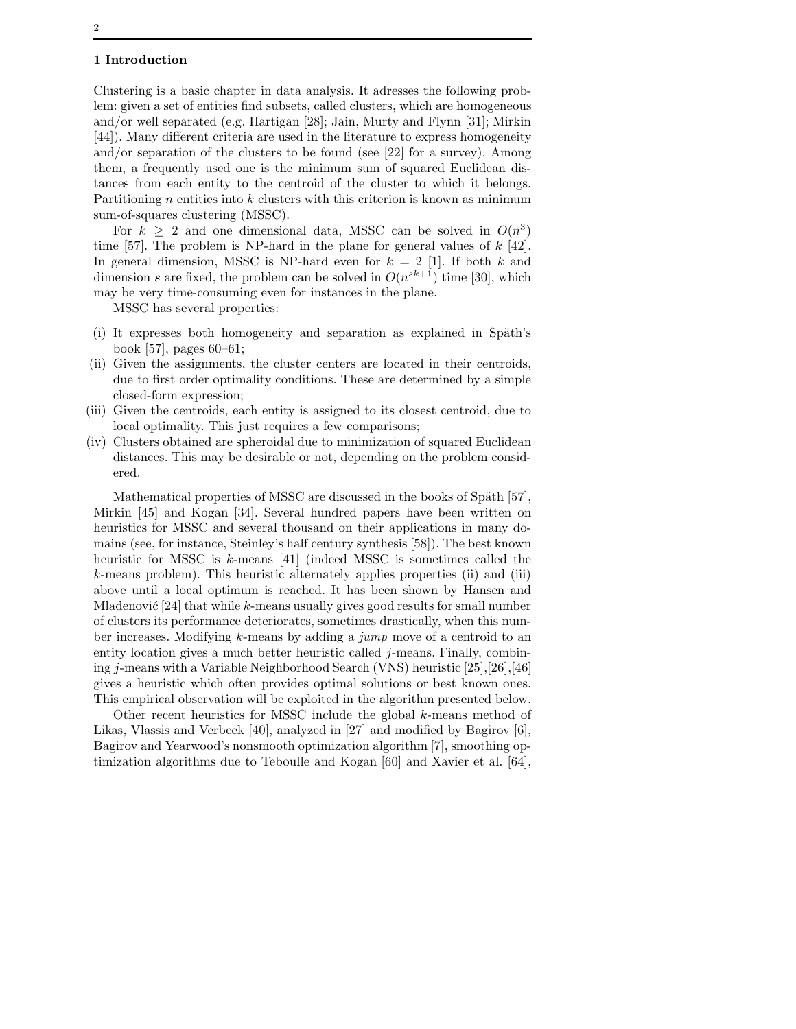## 1 Introduction

Clustering is a basic chapter in data analysis. It adresses the following problem: given a set of entities find subsets, called clusters, which are homogeneous and/or well separated (e.g. Hartigan [28]; Jain, Murty and Flynn [31]; Mirkin [44]). Many different criteria are used in the literature to express homogeneity and/or separation of the clusters to be found (see [22] for a survey). Among them, a frequently used one is the minimum sum of squared Euclidean distances from each entity to the centroid of the cluster to which it belongs. Partitioning $n$ entities into $k$ clusters with this criterion is known as minimum sum-of-squares clustering (MSSC).

For $k \geq 2$ and one dimensional data, MSSC can be solved in $O(n^3)$ time [57]. The problem is NP-hard in the plane for general values of $k$ [42]. In general dimension, MSSC is NP-hard even for $k = 2$ [1]. If both $k$ and dimension $s$ are fixed, the problem can be solved in $O(n^{sk+1})$ time [30], which may be very time-consuming even for instances in the plane.

MSSC has several properties:

- (i) It expresses both homogeneity and separation as explained in Späth's book [57], pages 60–61;
- (ii) Given the assignments, the cluster centers are located in their centroids, due to first order optimality conditions. These are determined by a simple closed-form expression;
- (iii) Given the centroids, each entity is assigned to its closest centroid, due to local optimality. This just requires a few comparisons;
- (iv) Clusters obtained are spheroidal due to minimization of squared Euclidean distances. This may be desirable or not, depending on the problem considered.

Mathematical properties of MSSC are discussed in the books of Späth [57], Mirkin [45] and Kogan [34]. Several hundred papers have been written on heuristics for MSSC and several thousand on their applications in many domains (see, for instance, Steinley's half century synthesis [58]). The best known heuristic for MSSC is $k$-means [41] (indeed MSSC is sometimes called the $k$-means problem). This heuristic alternately applies properties (ii) and (iii) above until a local optimum is reached. It has been shown by Hansen and Mladenović [24] that while $k$-means usually gives good results for small number of clusters its performance deteriorates, sometimes drastically, when this number increases. Modifying $k$-means by adding a *jump* move of a centroid to an entity location gives a much better heuristic called $j$-means. Finally, combining $j$-means with a Variable Neighborhood Search (VNS) heuristic [25],[26],[46] gives a heuristic which often provides optimal solutions or best known ones. This empirical observation will be exploited in the algorithm presented below.

Other recent heuristics for MSSC include the global $k$-means method of Likas, Vlassis and Verbeek [40], analyzed in [27] and modified by Bagirov [6], Bagirov and Yearwood's nonsmooth optimization algorithm [7], smoothing optimization algorithms due to Teboulle and Kogan [60] and Xavier et al. [64],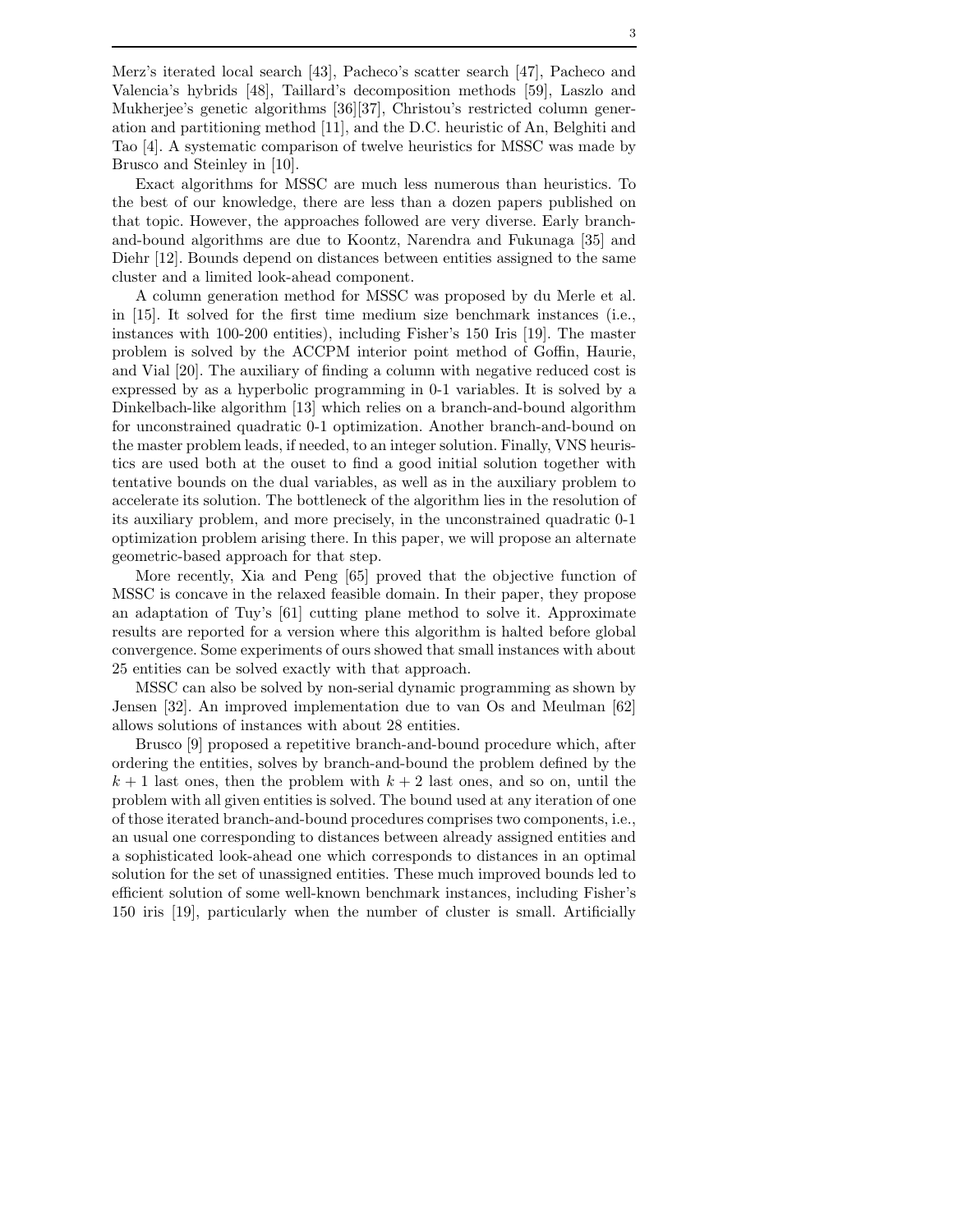Merz's iterated local search [43], Pacheco's scatter search [47], Pacheco and Valencia's hybrids [48], Taillard's decomposition methods [59], Laszlo and Mukherjee's genetic algorithms [36][37], Christou's restricted column generation and partitioning method [11], and the D.C. heuristic of An, Belghiti and Tao [4]. A systematic comparison of twelve heuristics for MSSC was made by Brusco and Steinley in [10].

Exact algorithms for MSSC are much less numerous than heuristics. To the best of our knowledge, there are less than a dozen papers published on that topic. However, the approaches followed are very diverse. Early branch-and-bound algorithms are due to Koontz, Narendra and Fukunaga [35] and Diehr [12]. Bounds depend on distances between entities assigned to the same cluster and a limited look-ahead component.

A column generation method for MSSC was proposed by du Merle et al. in [15]. It solved for the first time medium size benchmark instances (i.e., instances with 100-200 entities), including Fisher's 150 Iris [19]. The master problem is solved by the ACCPM interior point method of Goffin, Haurie, and Vial [20]. The auxiliary of finding a column with negative reduced cost is expressed by as a hyperbolic programming in 0-1 variables. It is solved by a Dinkelbach-like algorithm [13] which relies on a branch-and-bound algorithm for unconstrained quadratic 0-1 optimization. Another branch-and-bound on the master problem leads, if needed, to an integer solution. Finally, VNS heuristics are used both at the ouset to find a good initial solution together with tentative bounds on the dual variables, as well as in the auxiliary problem to accelerate its solution. The bottleneck of the algorithm lies in the resolution of its auxiliary problem, and more precisely, in the unconstrained quadratic 0-1 optimization problem arising there. In this paper, we will propose an alternate geometric-based approach for that step.

More recently, Xia and Peng [65] proved that the objective function of MSSC is concave in the relaxed feasible domain. In their paper, they propose an adaptation of Tuy's [61] cutting plane method to solve it. Approximate results are reported for a version where this algorithm is halted before global convergence. Some experiments of ours showed that small instances with about 25 entities can be solved exactly with that approach.

MSSC can also be solved by non-serial dynamic programming as shown by Jensen [32]. An improved implementation due to van Os and Meulman [62] allows solutions of instances with about 28 entities.

Brusco [9] proposed a repetitive branch-and-bound procedure which, after ordering the entities, solves by branch-and-bound the problem defined by the $k+1$ last ones, then the problem with $k+2$ last ones, and so on, until the problem with all given entities is solved. The bound used at any iteration of one of those iterated branch-and-bound procedures comprises two components, i.e., an usual one corresponding to distances between already assigned entities and a sophisticated look-ahead one which corresponds to distances in an optimal solution for the set of unassigned entities. These much improved bounds led to efficient solution of some well-known benchmark instances, including Fisher's 150 iris [19], particularly when the number of cluster is small. Artificially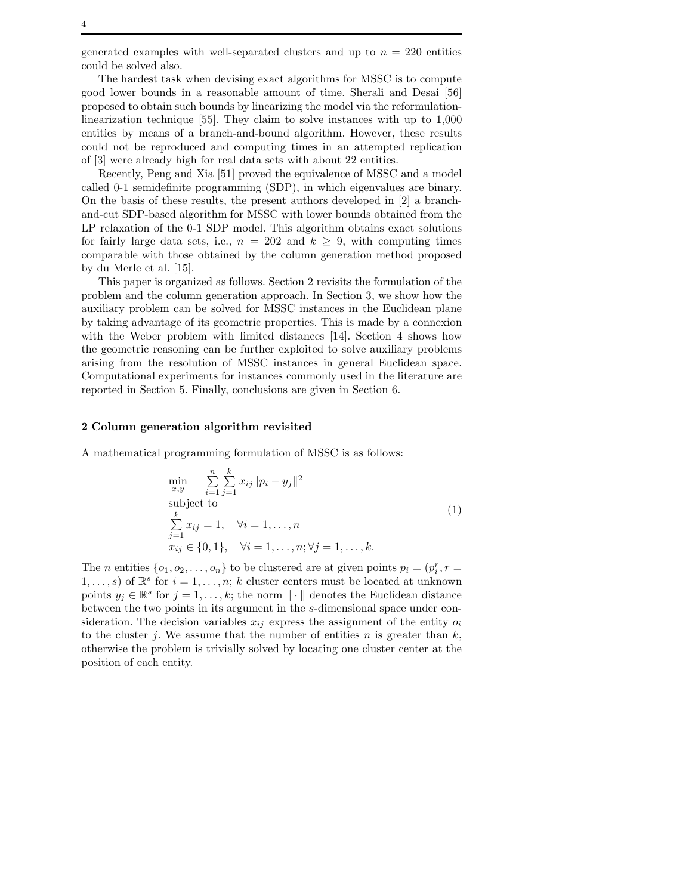generated examples with well-separated clusters and up to $n = 220$ entities could be solved also.

The hardest task when devising exact algorithms for MSSC is to compute good lower bounds in a reasonable amount of time. Sherali and Desai [56] proposed to obtain such bounds by linearizing the model via the reformulation-linearization technique [55]. They claim to solve instances with up to 1,000 entities by means of a branch-and-bound algorithm. However, these results could not be reproduced and computing times in an attempted replication of [3] were already high for real data sets with about 22 entities.

Recently, Peng and Xia [51] proved the equivalence of MSSC and a model called 0-1 semidefinite programming (SDP), in which eigenvalues are binary. On the basis of these results, the present authors developed in [2] a branch-and-cut SDP-based algorithm for MSSC with lower bounds obtained from the LP relaxation of the 0-1 SDP model. This algorithm obtains exact solutions for fairly large data sets, i.e., $n = 202$ and $k \geq 9$, with computing times comparable with those obtained by the column generation method proposed by du Merle et al. [15].

This paper is organized as follows. Section 2 revisits the formulation of the problem and the column generation approach. In Section 3, we show how the auxiliary problem can be solved for MSSC instances in the Euclidean plane by taking advantage of its geometric properties. This is made by a connexion with the Weber problem with limited distances [14]. Section 4 shows how the geometric reasoning can be further exploited to solve auxiliary problems arising from the resolution of MSSC instances in general Euclidean space. Computational experiments for instances commonly used in the literature are reported in Section 5. Finally, conclusions are given in Section 6.

## 2 Column generation algorithm revisited

A mathematical programming formulation of MSSC is as follows:

$$
\begin{array}{ll}
\min\limits_{x,y} & \sum\limits_{i=1}^{n}\sum\limits_{j=1}^{k} x_{ij}\|p_i - y_j\|^2 \\
\text{subject to} & \\
\sum\limits_{j=1}^{k} x_{ij} = 1, & \forall i = 1,\dots,n \\
x_{ij} \in \{0,1\}, & \forall i = 1,\dots,n; \forall j = 1,\dots,k.
\end{array}
\tag{1}
$$

The $n$ entities $\{o_1, o_2, \dots, o_n\}$ to be clustered are at given points $p_i = (p_i^r, r = 1,\dots,s)$ of $\mathbb{R}^s$ for $i = 1,\dots,n$; $k$ cluster centers must be located at unknown points $y_j \in \mathbb{R}^s$ for $j = 1,\dots,k$; the norm $\|\cdot\|$ denotes the Euclidean distance between the two points in its argument in the $s$-dimensional space under consideration. The decision variables $x_{ij}$ express the assignment of the entity $o_i$ to the cluster $j$. We assume that the number of entities $n$ is greater than $k$, otherwise the problem is trivially solved by locating one cluster center at the position of each entity.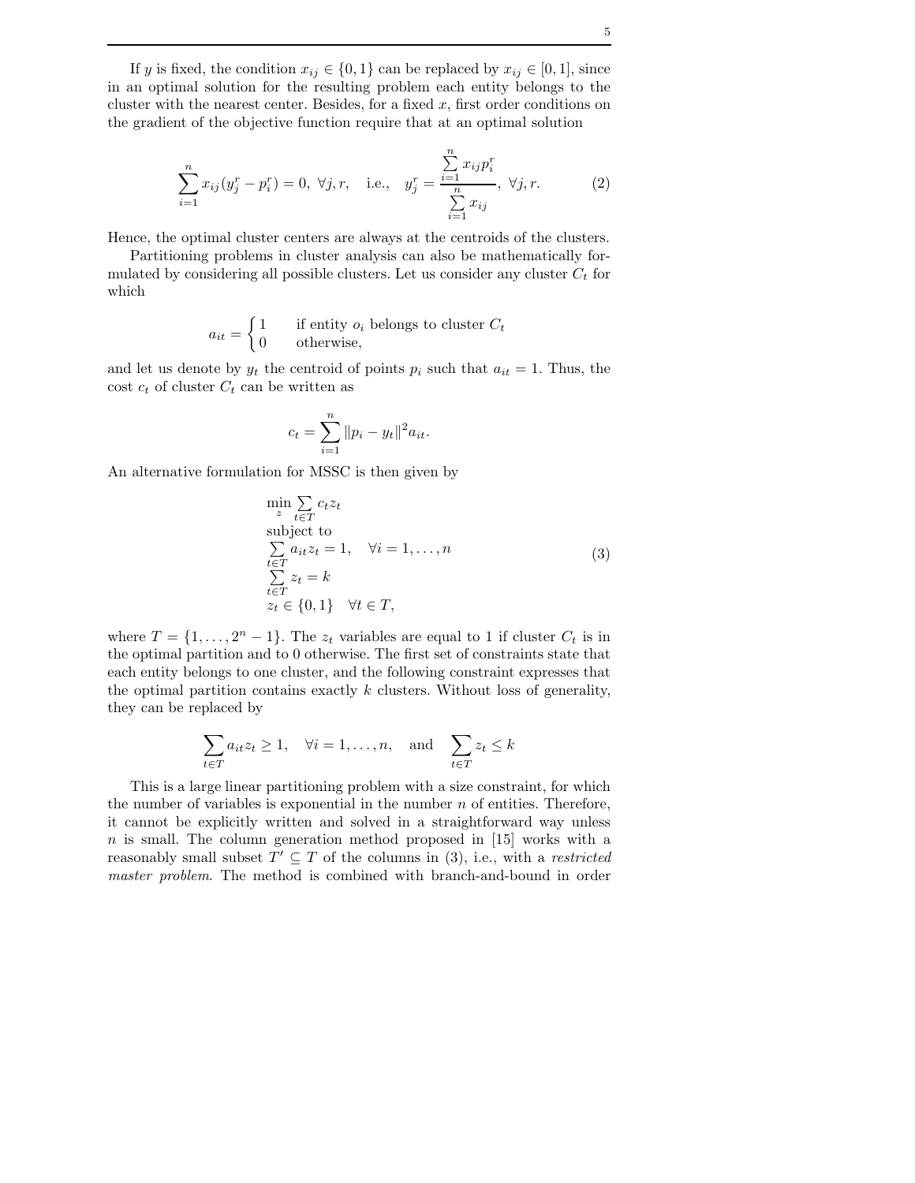If $y$ is fixed, the condition $x_{ij} \in \{0, 1\}$ can be replaced by $x_{ij} \in [0, 1]$, since in an optimal solution for the resulting problem each entity belongs to the cluster with the nearest center. Besides, for a fixed $x$, first order conditions on the gradient of the objective function require that at an optimal solution

$$\sum_{i=1}^{n} x_{ij}(y_j^r - p_i^r) = 0, \; \forall j, r, \quad \text{i.e.,} \quad y_j^r = \frac{\sum_{i=1}^{n} x_{ij} p_i^r}{\sum_{i=1}^{n} x_{ij}}, \; \forall j, r. \tag{2}$$

Hence, the optimal cluster centers are always at the centroids of the clusters.

Partitioning problems in cluster analysis can also be mathematically formulated by considering all possible clusters. Let us consider any cluster $C_t$ for which

$$a_{it} = \begin{cases} 1 & \text{if entity } o_i \text{ belongs to cluster } C_t \\ 0 & \text{otherwise,} \end{cases}$$

and let us denote by $y_t$ the centroid of points $p_i$ such that $a_{it} = 1$. Thus, the cost $c_t$ of cluster $C_t$ can be written as

$$c_t = \sum_{i=1}^{n} \|p_i - y_t\|^2 a_{it}.$$

An alternative formulation for MSSC is then given by

$$\begin{array}{l} \min\limits_{z} \sum\limits_{t \in T} c_t z_t \\ \text{subject to} \\ \sum\limits_{t \in T} a_{it} z_t = 1, \quad \forall i = 1, \ldots, n \\ \sum\limits_{t \in T} z_t = k \\ z_t \in \{0, 1\} \quad \forall t \in T, \end{array} \tag{3}$$

where $T = \{1, \ldots, 2^n - 1\}$. The $z_t$ variables are equal to 1 if cluster $C_t$ is in the optimal partition and to 0 otherwise. The first set of constraints state that each entity belongs to one cluster, and the following constraint expresses that the optimal partition contains exactly $k$ clusters. Without loss of generality, they can be replaced by

$$\sum_{t \in T} a_{it} z_t \geq 1, \quad \forall i = 1, \ldots, n, \quad \text{and} \quad \sum_{t \in T} z_t \leq k$$

This is a large linear partitioning problem with a size constraint, for which the number of variables is exponential in the number $n$ of entities. Therefore, it cannot be explicitly written and solved in a straightforward way unless $n$ is small. The column generation method proposed in [15] works with a reasonably small subset $T' \subseteq T$ of the columns in (3), i.e., with a *restricted master problem*. The method is combined with branch-and-bound in order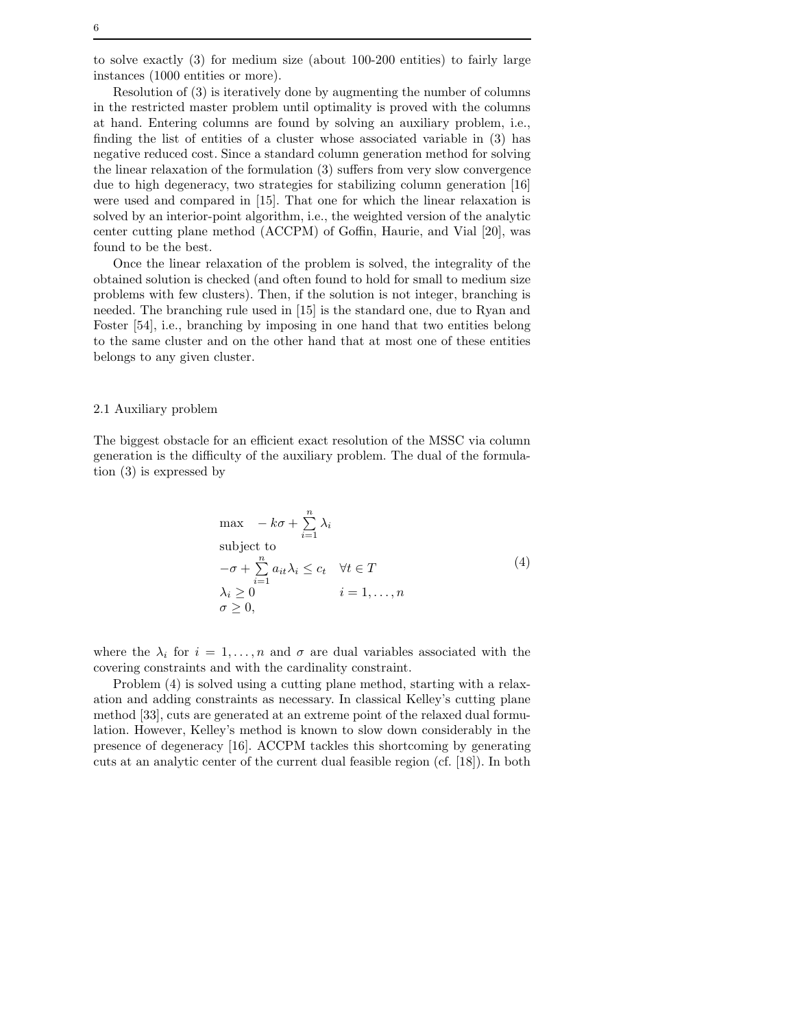to solve exactly (3) for medium size (about 100-200 entities) to fairly large instances (1000 entities or more).

Resolution of (3) is iteratively done by augmenting the number of columns in the restricted master problem until optimality is proved with the columns at hand. Entering columns are found by solving an auxiliary problem, i.e., finding the list of entities of a cluster whose associated variable in (3) has negative reduced cost. Since a standard column generation method for solving the linear relaxation of the formulation (3) suffers from very slow convergence due to high degeneracy, two strategies for stabilizing column generation [16] were used and compared in [15]. That one for which the linear relaxation is solved by an interior-point algorithm, i.e., the weighted version of the analytic center cutting plane method (ACCPM) of Goffin, Haurie, and Vial [20], was found to be the best.

Once the linear relaxation of the problem is solved, the integrality of the obtained solution is checked (and often found to hold for small to medium size problems with few clusters). Then, if the solution is not integer, branching is needed. The branching rule used in [15] is the standard one, due to Ryan and Foster [54], i.e., branching by imposing in one hand that two entities belong to the same cluster and on the other hand that at most one of these entities belongs to any given cluster.

## 2.1 Auxiliary problem

The biggest obstacle for an efficient exact resolution of the MSSC via column generation is the difficulty of the auxiliary problem. The dual of the formulation (3) is expressed by

$$
\begin{array}{ll}
\max & -k\sigma + \sum_{i=1}^{n} \lambda_i \\
\text{subject to} & \\
-\sigma + \sum_{i=1}^{n} a_{it}\lambda_i \leq c_t & \forall t \in T \\
\lambda_i \geq 0 & i = 1, \ldots, n \\
\sigma \geq 0, &
\end{array}
\tag{4}
$$

where the $\lambda_i$ for $i = 1, \ldots, n$ and $\sigma$ are dual variables associated with the covering constraints and with the cardinality constraint.

Problem (4) is solved using a cutting plane method, starting with a relaxation and adding constraints as necessary. In classical Kelley's cutting plane method [33], cuts are generated at an extreme point of the relaxed dual formulation. However, Kelley's method is known to slow down considerably in the presence of degeneracy [16]. ACCPM tackles this shortcoming by generating cuts at an analytic center of the current dual feasible region (cf. [18]). In both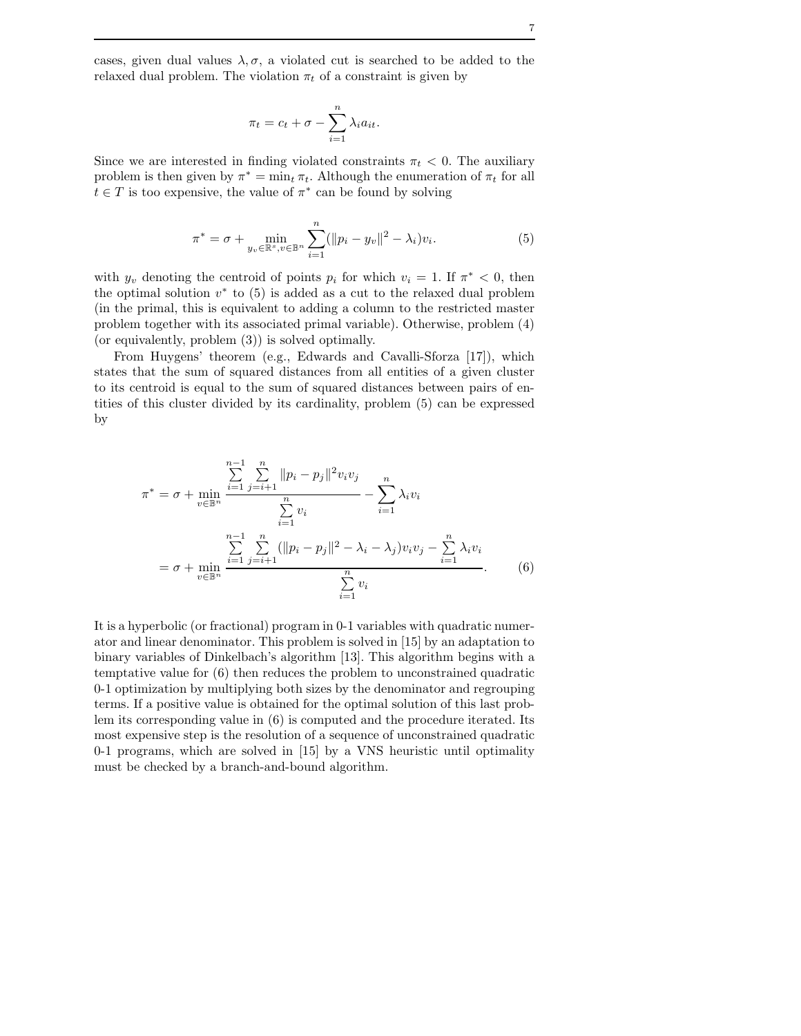cases, given dual values $\lambda, \sigma$, a violated cut is searched to be added to the relaxed dual problem. The violation $\pi_t$ of a constraint is given by

$$\pi_t = c_t + \sigma - \sum_{i=1}^{n} \lambda_i a_{it}.$$

Since we are interested in finding violated constraints $\pi_t < 0$. The auxiliary problem is then given by $\pi^* = \min_t \pi_t$. Although the enumeration of $\pi_t$ for all $t \in T$ is too expensive, the value of $\pi^*$ can be found by solving

$$\pi^* = \sigma + \min_{y_v \in \mathbb{R}^s, v \in \mathbb{B}^n} \sum_{i=1}^{n} (\|p_i - y_v\|^2 - \lambda_i) v_i. \tag{5}$$

with $y_v$ denoting the centroid of points $p_i$ for which $v_i = 1$. If $\pi^* < 0$, then the optimal solution $v^*$ to (5) is added as a cut to the relaxed dual problem (in the primal, this is equivalent to adding a column to the restricted master problem together with its associated primal variable). Otherwise, problem (4) (or equivalently, problem (3)) is solved optimally.

From Huygens' theorem (e.g., Edwards and Cavalli-Sforza [17]), which states that the sum of squared distances from all entities of a given cluster to its centroid is equal to the sum of squared distances between pairs of entities of this cluster divided by its cardinality, problem (5) can be expressed by

$$\begin{aligned}
\pi^* &= \sigma + \min_{v \in \mathbb{B}^n} \frac{\sum_{i=1}^{n-1} \sum_{j=i+1}^{n} \|p_i - p_j\|^2 v_i v_j}{\sum_{i=1}^{n} v_i} - \sum_{i=1}^{n} \lambda_i v_i \\
&= \sigma + \min_{v \in \mathbb{B}^n} \frac{\sum_{i=1}^{n-1} \sum_{j=i+1}^{n} (\|p_i - p_j\|^2 - \lambda_i - \lambda_j) v_i v_j - \sum_{i=1}^{n} \lambda_i v_i}{\sum_{i=1}^{n} v_i}.
\end{aligned} \tag{6}$$

It is a hyperbolic (or fractional) program in 0-1 variables with quadratic numerator and linear denominator. This problem is solved in [15] by an adaptation to binary variables of Dinkelbach's algorithm [13]. This algorithm begins with a temptative value for (6) then reduces the problem to unconstrained quadratic 0-1 optimization by multiplying both sizes by the denominator and regrouping terms. If a positive value is obtained for the optimal solution of this last problem its corresponding value in (6) is computed and the procedure iterated. Its most expensive step is the resolution of a sequence of unconstrained quadratic 0-1 programs, which are solved in [15] by a VNS heuristic until optimality must be checked by a branch-and-bound algorithm.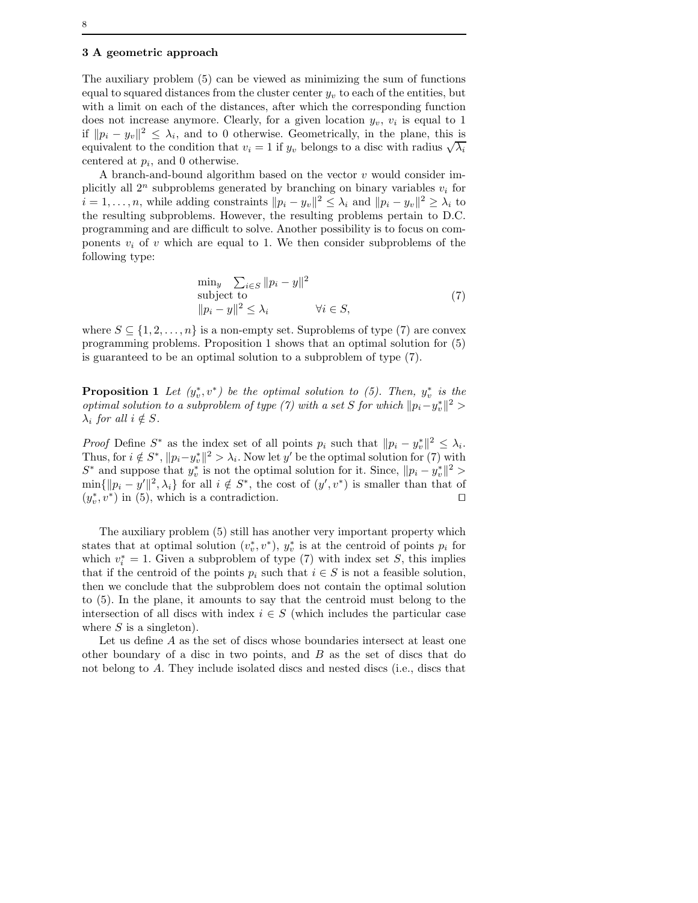## 3 A geometric approach

The auxiliary problem (5) can be viewed as minimizing the sum of functions equal to squared distances from the cluster center $y_v$ to each of the entities, but with a limit on each of the distances, after which the corresponding function does not increase anymore. Clearly, for a given location $y_v$, $v_i$ is equal to 1 if $\|p_i - y_v\|^2 \leq \lambda_i$, and to 0 otherwise. Geometrically, in the plane, this is equivalent to the condition that $v_i = 1$ if $y_v$ belongs to a disc with radius $\sqrt{\lambda_i}$ centered at $p_i$, and 0 otherwise.

A branch-and-bound algorithm based on the vector $v$ would consider implicitly all $2^n$ subproblems generated by branching on binary variables $v_i$ for $i = 1, \ldots, n$, while adding constraints $\|p_i - y_v\|^2 \leq \lambda_i$ and $\|p_i - y_v\|^2 \geq \lambda_i$ to the resulting subproblems. However, the resulting problems pertain to D.C. programming and are difficult to solve. Another possibility is to focus on components $v_i$ of $v$ which are equal to 1. We then consider subproblems of the following type:

$$
\begin{array}{ll}
\min_y & \sum_{i \in S} \|p_i - y\|^2 \\
\text{subject to} & \\
\|p_i - y\|^2 \leq \lambda_i & \forall i \in S,
\end{array}
\tag{7}
$$

where $S \subseteq \{1, 2, \ldots, n\}$ is a non-empty set. Suproblems of type (7) are convex programming problems. Proposition 1 shows that an optimal solution for (5) is guaranteed to be an optimal solution to a subproblem of type (7).

**Proposition 1** *Let $(y_v^*, v^*)$ be the optimal solution to (5). Then, $y_v^*$ is the optimal solution to a subproblem of type (7) with a set $S$ for which $\|p_i - y_v^*\|^2 > \lambda_i$ for all $i \notin S$.*

*Proof* Define $S^*$ as the index set of all points $p_i$ such that $\|p_i - y_v^*\|^2 \leq \lambda_i$. Thus, for $i \notin S^*$, $\|p_i - y_v^*\|^2 > \lambda_i$. Now let $y'$ be the optimal solution for (7) with $S^*$ and suppose that $y_v^*$ is not the optimal solution for it. Since, $\|p_i - y_v^*\|^2 > \min\{\|p_i - y'\|^2, \lambda_i\}$ for all $i \notin S^*$, the cost of $(y', v^*)$ is smaller than that of $(y_v^*, v^*)$ in (5), which is a contradiction. ⊓⊔

The auxiliary problem (5) still has another very important property which states that at optimal solution $(v_v^*, v^*)$, $y_v^*$ is at the centroid of points $p_i$ for which $v_i^* = 1$. Given a subproblem of type (7) with index set $S$, this implies that if the centroid of the points $p_i$ such that $i \in S$ is not a feasible solution, then we conclude that the subproblem does not contain the optimal solution to (5). In the plane, it amounts to say that the centroid must belong to the intersection of all discs with index $i \in S$ (which includes the particular case where $S$ is a singleton).

Let us define $A$ as the set of discs whose boundaries intersect at least one other boundary of a disc in two points, and $B$ as the set of discs that do not belong to $A$. They include isolated discs and nested discs (i.e., discs that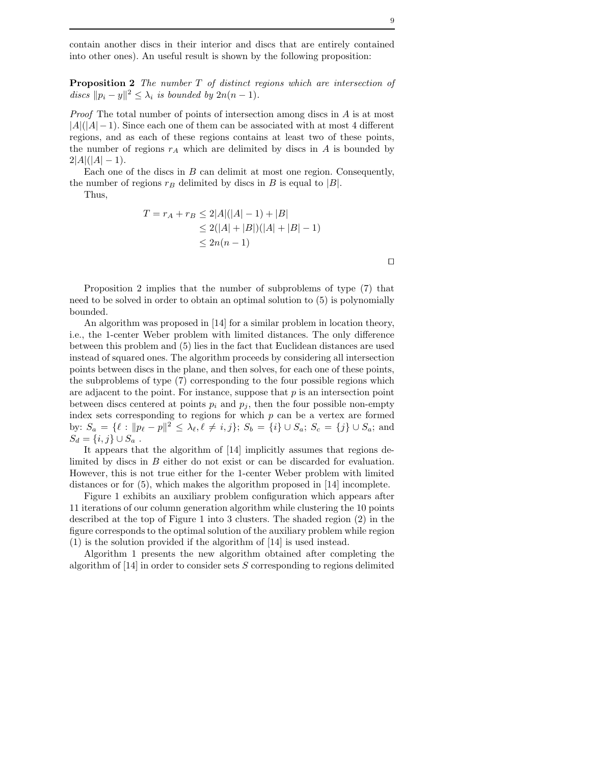contain another discs in their interior and discs that are entirely contained into other ones). An useful result is shown by the following proposition:

**Proposition 2** *The number $T$ of distinct regions which are intersection of discs $\|p_i - y\|^2 \leq \lambda_i$ is bounded by $2n(n-1)$.*

*Proof* The total number of points of intersection among discs in $A$ is at most $|A|(|A|-1)$. Since each one of them can be associated with at most 4 different regions, and as each of these regions contains at least two of these points, the number of regions $r_A$ which are delimited by discs in $A$ is bounded by $2|A|(|A|-1)$.

Each one of the discs in $B$ can delimit at most one region. Consequently, the number of regions $r_B$ delimited by discs in $B$ is equal to $|B|$.

Thus,

$$
\begin{aligned}
T = r_A + r_B &\leq 2|A|(|A|-1) + |B| \\
&\leq 2(|A| + |B|)(|A| + |B| - 1) \\
&\leq 2n(n-1)
\end{aligned}
$$

□

Proposition 2 implies that the number of subproblems of type (7) that need to be solved in order to obtain an optimal solution to (5) is polynomially bounded.

An algorithm was proposed in [14] for a similar problem in location theory, i.e., the 1-center Weber problem with limited distances. The only difference between this problem and (5) lies in the fact that Euclidean distances are used instead of squared ones. The algorithm proceeds by considering all intersection points between discs in the plane, and then solves, for each one of these points, the subproblems of type (7) corresponding to the four possible regions which are adjacent to the point. For instance, suppose that $p$ is an intersection point between discs centered at points $p_i$ and $p_j$, then the four possible non-empty index sets corresponding to regions for which $p$ can be a vertex are formed by: $S_a = \{\ell : \|p_\ell - p\|^2 \leq \lambda_\ell, \ell \neq i, j\}$; $S_b = \{i\} \cup S_a$; $S_c = \{j\} \cup S_a$; and $S_d = \{i, j\} \cup S_a$ .

It appears that the algorithm of [14] implicitly assumes that regions delimited by discs in $B$ either do not exist or can be discarded for evaluation. However, this is not true either for the 1-center Weber problem with limited distances or for (5), which makes the algorithm proposed in [14] incomplete.

Figure 1 exhibits an auxiliary problem configuration which appears after 11 iterations of our column generation algorithm while clustering the 10 points described at the top of Figure 1 into 3 clusters. The shaded region (2) in the figure corresponds to the optimal solution of the auxiliary problem while region (1) is the solution provided if the algorithm of [14] is used instead.

Algorithm 1 presents the new algorithm obtained after completing the algorithm of [14] in order to consider sets $S$ corresponding to regions delimited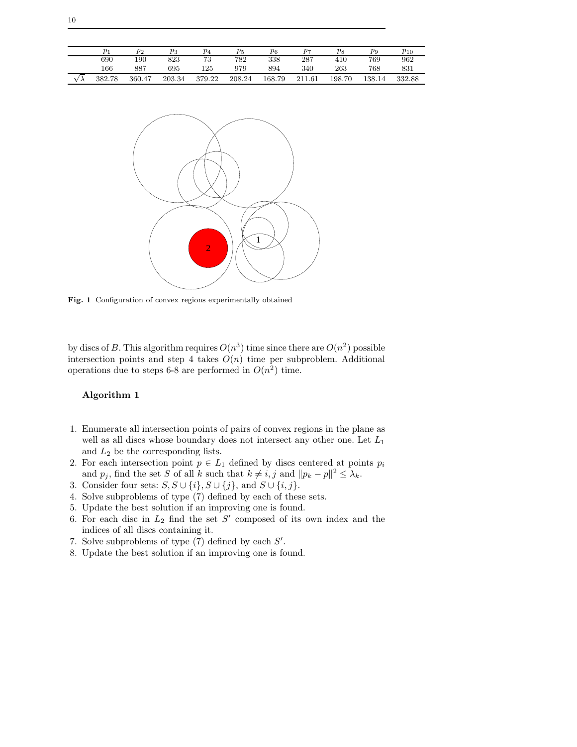| | $p_1$ | $p_2$ | $p_3$ | $p_4$ | $p_5$ | $p_6$ | $p_7$ | $p_8$ | $p_9$ | $p_{10}$ |
|---|---|---|---|---|---|---|---|---|---|---|
| | 690 | 190 | 823 | 73 | 782 | 338 | 287 | 410 | 769 | 962 |
| | 166 | 887 | 695 | 125 | 979 | 894 | 340 | 263 | 768 | 831 |
| $\sqrt{\lambda}$ | 382.78 | 360.47 | 203.34 | 379.22 | 208.24 | 168.79 | 211.61 | 198.70 | 138.14 | 332.88 |

**Fig. 1** Configuration of convex regions experimentally obtained

by discs of $B$. This algorithm requires $O(n^3)$ time since there are $O(n^2)$ possible intersection points and step 4 takes $O(n)$ time per subproblem. Additional operations due to steps 6-8 are performed in $O(n^2)$ time.

**Algorithm 1**

1. Enumerate all intersection points of pairs of convex regions in the plane as well as all discs whose boundary does not intersect any other one. Let $L_1$ and $L_2$ be the corresponding lists.
2. For each intersection point $p \in L_1$ defined by discs centered at points $p_i$ and $p_j$, find the set $S$ of all $k$ such that $k \neq i, j$ and $\|p_k - p\|^2 \leq \lambda_k$.
3. Consider four sets: $S, S \cup \{i\}, S \cup \{j\}$, and $S \cup \{i, j\}$.
4. Solve subproblems of type (7) defined by each of these sets.
5. Update the best solution if an improving one is found.
6. For each disc in $L_2$ find the set $S'$ composed of its own index and the indices of all discs containing it.
7. Solve subproblems of type (7) defined by each $S'$.
8. Update the best solution if an improving one is found.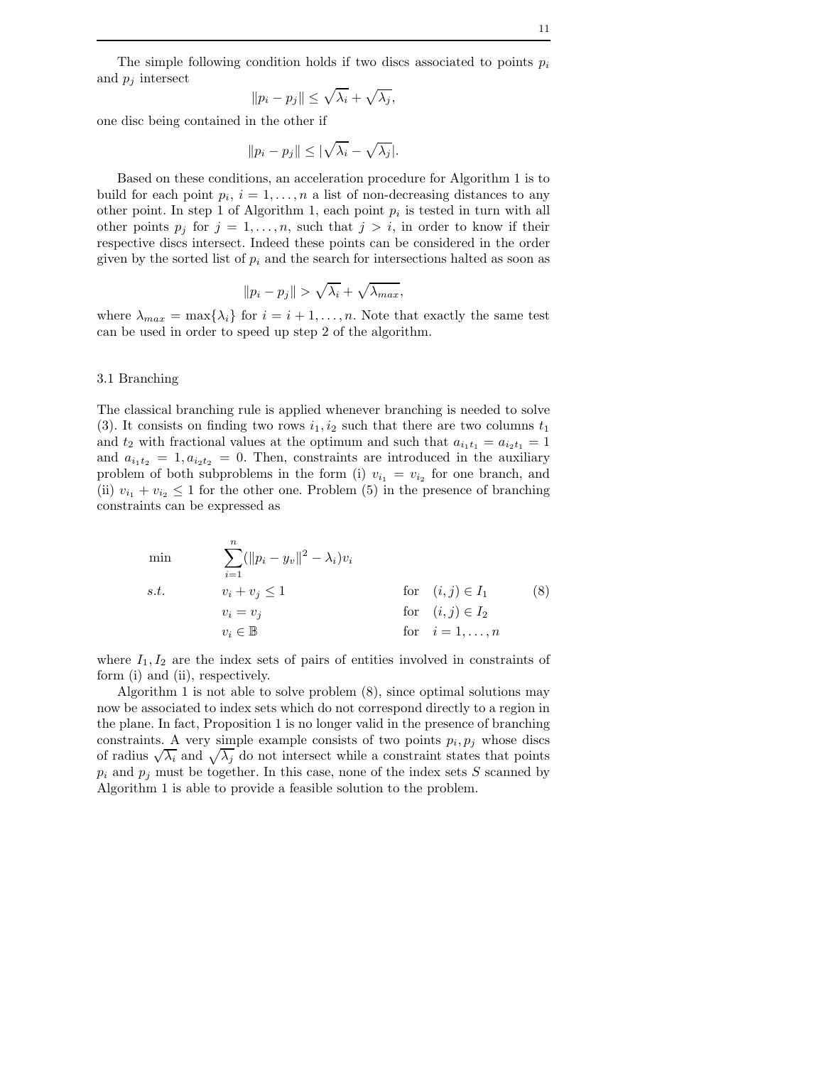The simple following condition holds if two discs associated to points $p_i$ and $p_j$ intersect

$$\|p_i - p_j\| \leq \sqrt{\lambda_i} + \sqrt{\lambda_j},$$

one disc being contained in the other if

$$\|p_i - p_j\| \leq |\sqrt{\lambda_i} - \sqrt{\lambda_j}|.$$

Based on these conditions, an acceleration procedure for Algorithm 1 is to build for each point $p_i$, $i = 1, \ldots, n$ a list of non-decreasing distances to any other point. In step 1 of Algorithm 1, each point $p_i$ is tested in turn with all other points $p_j$ for $j = 1, \ldots, n$, such that $j > i$, in order to know if their respective discs intersect. Indeed these points can be considered in the order given by the sorted list of $p_i$ and the search for intersections halted as soon as

$$\|p_i - p_j\| > \sqrt{\lambda_i} + \sqrt{\lambda_{max}},$$

where $\lambda_{max} = \max\{\lambda_i\}$ for $i = i+1, \ldots, n$. Note that exactly the same test can be used in order to speed up step 2 of the algorithm.

### 3.1 Branching

The classical branching rule is applied whenever branching is needed to solve (3). It consists on finding two rows $i_1, i_2$ such that there are two columns $t_1$ and $t_2$ with fractional values at the optimum and such that $a_{i_1 t_1} = a_{i_2 t_1} = 1$ and $a_{i_1 t_2} = 1, a_{i_2 t_2} = 0$. Then, constraints are introduced in the auxiliary problem of both subproblems in the form (i) $v_{i_1} = v_{i_2}$ for one branch, and (ii) $v_{i_1} + v_{i_2} \leq 1$ for the other one. Problem (5) in the presence of branching constraints can be expressed as

$$\begin{aligned}
\min \quad & \sum_{i=1}^{n} (\|p_i - y_v\|^2 - \lambda_i) v_i & & \\
s.t. \quad & v_i + v_j \leq 1 & \text{for} \quad & (i,j) \in I_1 \\
& v_i = v_j & \text{for} \quad & (i,j) \in I_2 \\
& v_i \in \mathbb{B} & \text{for} \quad & i = 1, \ldots, n
\end{aligned} \tag{8}$$

where $I_1, I_2$ are the index sets of pairs of entities involved in constraints of form (i) and (ii), respectively.

Algorithm 1 is not able to solve problem (8), since optimal solutions may now be associated to index sets which do not correspond directly to a region in the plane. In fact, Proposition 1 is no longer valid in the presence of branching constraints. A very simple example consists of two points $p_i, p_j$ whose discs of radius $\sqrt{\lambda_i}$ and $\sqrt{\lambda_j}$ do not intersect while a constraint states that points $p_i$ and $p_j$ must be together. In this case, none of the index sets $S$ scanned by Algorithm 1 is able to provide a feasible solution to the problem.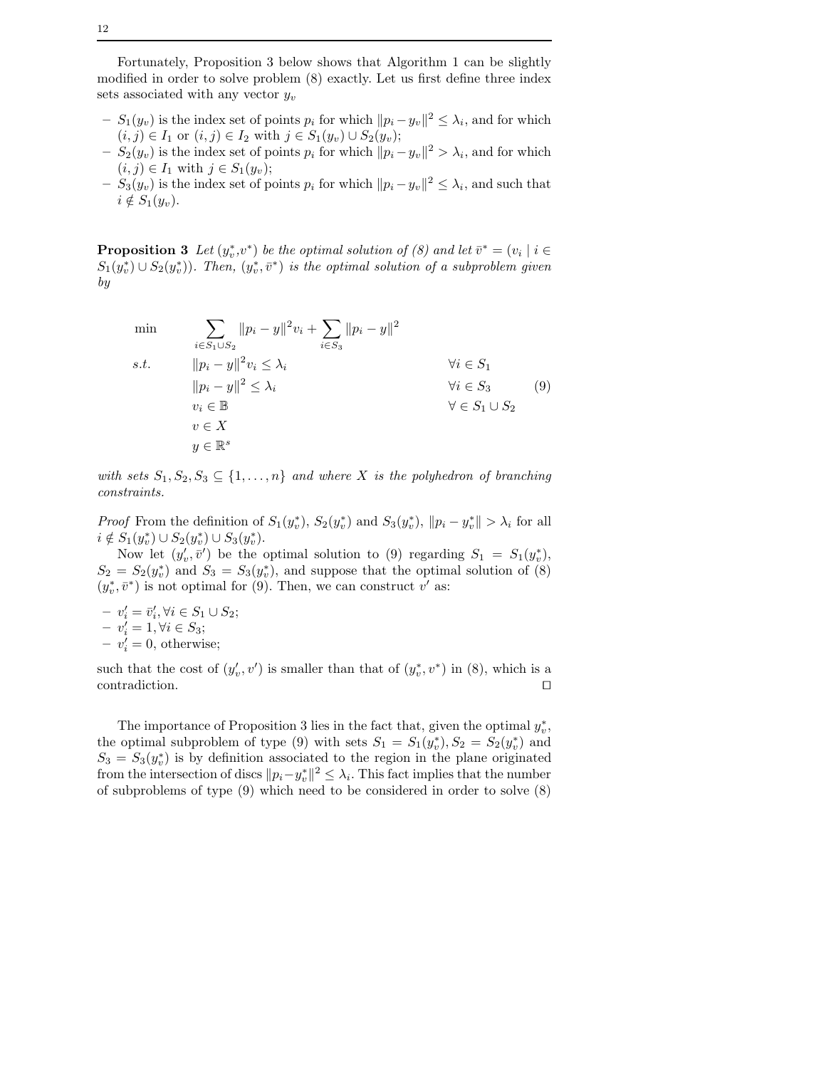Fortunately, Proposition 3 below shows that Algorithm 1 can be slightly modified in order to solve problem (8) exactly. Let us first define three index sets associated with any vector $y_v$

- $S_1(y_v)$ is the index set of points $p_i$ for which $\|p_i - y_v\|^2 \leq \lambda_i$, and for which $(i,j) \in I_1$ or $(i,j) \in I_2$ with $j \in S_1(y_v) \cup S_2(y_v)$;
- $S_2(y_v)$ is the index set of points $p_i$ for which $\|p_i - y_v\|^2 > \lambda_i$, and for which $(i,j) \in I_1$ with $j \in S_1(y_v)$;
- $S_3(y_v)$ is the index set of points $p_i$ for which $\|p_i - y_v\|^2 \leq \lambda_i$, and such that $i \notin S_1(y_v)$.

**Proposition 3** *Let $(y_v^*, v^*)$ be the optimal solution of (8) and let $\bar{v}^* = (v_i \mid i \in S_1(y_v^*) \cup S_2(y_v^*))$. Then, $(y_v^*, \bar{v}^*)$ is the optimal solution of a subproblem given by*

$$
\begin{array}{lll}
\min & \displaystyle\sum_{i \in S_1 \cup S_2} \|p_i - y\|^2 v_i + \sum_{i \in S_3} \|p_i - y\|^2 & \\
s.t. & \|p_i - y\|^2 v_i \leq \lambda_i & \forall i \in S_1 \\
& \|p_i - y\|^2 \leq \lambda_i & \forall i \in S_3 \\
& v_i \in \mathbb{B} & \forall \in S_1 \cup S_2 \\
& v \in X & \\
& y \in \mathbb{R}^s &
\end{array}
\qquad (9)
$$

*with sets $S_1, S_2, S_3 \subseteq \{1, \ldots, n\}$ and where $X$ is the polyhedron of branching constraints.*

*Proof* From the definition of $S_1(y_v^*)$, $S_2(y_v^*)$ and $S_3(y_v^*)$, $\|p_i - y_v^*\| > \lambda_i$ for all $i \notin S_1(y_v^*) \cup S_2(y_v^*) \cup S_3(y_v^*)$.

Now let $(y_v', \bar{v}')$ be the optimal solution to (9) regarding $S_1 = S_1(y_v^*)$, $S_2 = S_2(y_v^*)$ and $S_3 = S_3(y_v^*)$, and suppose that the optimal solution of (8) $(y_v^*, \bar{v}^*)$ is not optimal for (9). Then, we can construct $v'$ as:

- $v_i' = \bar{v}_i', \forall i \in S_1 \cup S_2$;
- $v_i' = 1, \forall i \in S_3$;
- $v_i' = 0$, otherwise;

such that the cost of $(y_v', v')$ is smaller than that of $(y_v^*, v^*)$ in (8), which is a contradiction. $\square$

The importance of Proposition 3 lies in the fact that, given the optimal $y_v^*$, the optimal subproblem of type (9) with sets $S_1 = S_1(y_v^*), S_2 = S_2(y_v^*)$ and $S_3 = S_3(y_v^*)$ is by definition associated to the region in the plane originated from the intersection of discs $\|p_i - y_v^*\|^2 \leq \lambda_i$. This fact implies that the number of subproblems of type (9) which need to be considered in order to solve (8)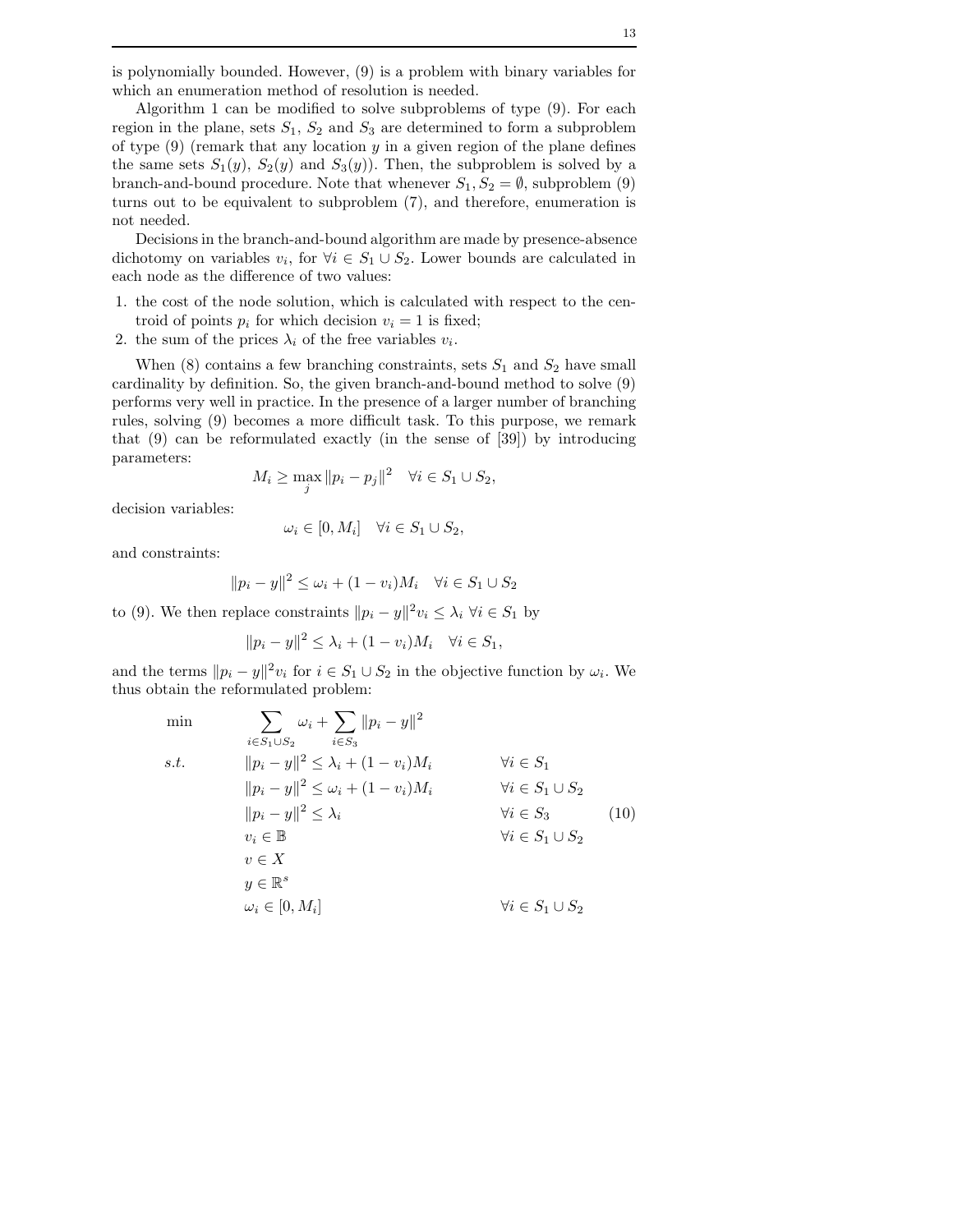is polynomially bounded. However, (9) is a problem with binary variables for which an enumeration method of resolution is needed.

Algorithm 1 can be modified to solve subproblems of type (9). For each region in the plane, sets $S_1$, $S_2$ and $S_3$ are determined to form a subproblem of type (9) (remark that any location $y$ in a given region of the plane defines the same sets $S_1(y)$, $S_2(y)$ and $S_3(y)$). Then, the subproblem is solved by a branch-and-bound procedure. Note that whenever $S_1, S_2 = \emptyset$, subproblem (9) turns out to be equivalent to subproblem (7), and therefore, enumeration is not needed.

Decisions in the branch-and-bound algorithm are made by presence-absence dichotomy on variables $v_i$, for $\forall i \in S_1 \cup S_2$. Lower bounds are calculated in each node as the difference of two values:

1. the cost of the node solution, which is calculated with respect to the centroid of points $p_i$ for which decision $v_i = 1$ is fixed;
2. the sum of the prices $\lambda_i$ of the free variables $v_i$.

When (8) contains a few branching constraints, sets $S_1$ and $S_2$ have small cardinality by definition. So, the given branch-and-bound method to solve (9) performs very well in practice. In the presence of a larger number of branching rules, solving (9) becomes a more difficult task. To this purpose, we remark that (9) can be reformulated exactly (in the sense of [39]) by introducing parameters:

$$M_i \geq \max_j \|p_i - p_j\|^2 \quad \forall i \in S_1 \cup S_2,$$

decision variables:

$$\omega_i \in [0, M_i] \quad \forall i \in S_1 \cup S_2,$$

and constraints:

$$\|p_i - y\|^2 \leq \omega_i + (1 - v_i)M_i \quad \forall i \in S_1 \cup S_2$$

to (9). We then replace constraints $\|p_i - y\|^2 v_i \leq \lambda_i \; \forall i \in S_1$ by

$$\|p_i - y\|^2 \leq \lambda_i + (1 - v_i)M_i \quad \forall i \in S_1,$$

and the terms $\|p_i - y\|^2 v_i$ for $i \in S_1 \cup S_2$ in the objective function by $\omega_i$. We thus obtain the reformulated problem:

$$\begin{array}{lll}
\min & \displaystyle\sum_{i \in S_1 \cup S_2} \omega_i + \sum_{i \in S_3} \|p_i - y\|^2 & \\
s.t. & \|p_i - y\|^2 \leq \lambda_i + (1 - v_i)M_i & \forall i \in S_1 \\
& \|p_i - y\|^2 \leq \omega_i + (1 - v_i)M_i & \forall i \in S_1 \cup S_2 \\
& \|p_i - y\|^2 \leq \lambda_i & \forall i \in S_3 \\
& v_i \in \mathbb{B} & \forall i \in S_1 \cup S_2 \\
& v \in X & \\
& y \in \mathbb{R}^s & \\
& \omega_i \in [0, M_i] & \forall i \in S_1 \cup S_2
\end{array} \tag{10}$$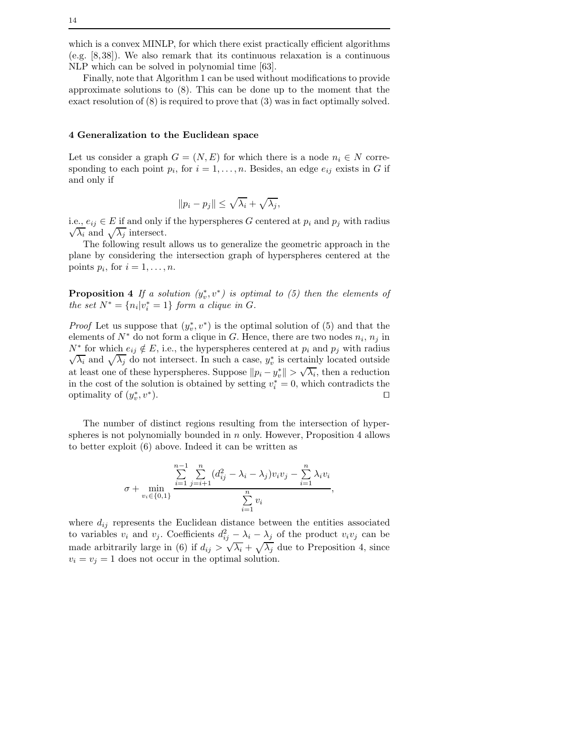which is a convex MINLP, for which there exist practically efficient algorithms (e.g. [8,38]). We also remark that its continuous relaxation is a continuous NLP which can be solved in polynomial time [63].

Finally, note that Algorithm 1 can be used without modifications to provide approximate solutions to (8). This can be done up to the moment that the exact resolution of (8) is required to prove that (3) was in fact optimally solved.

## 4 Generalization to the Euclidean space

Let us consider a graph $G = (N, E)$ for which there is a node $n_i \in N$ corresponding to each point $p_i$, for $i = 1, \ldots, n$. Besides, an edge $e_{ij}$ exists in $G$ if and only if

$$\|p_i - p_j\| \leq \sqrt{\lambda_i} + \sqrt{\lambda_j},$$

i.e., $e_{ij} \in E$ if and only if the hyperspheres $G$ centered at $p_i$ and $p_j$ with radius $\sqrt{\lambda_i}$ and $\sqrt{\lambda_j}$ intersect.

The following result allows us to generalize the geometric approach in the plane by considering the intersection graph of hyperspheres centered at the points $p_i$, for $i = 1, \ldots, n$.

**Proposition 4** *If a solution $(y_v^*, v^*)$ is optimal to (5) then the elements of the set $N^* = \{n_i | v_i^* = 1\}$ form a clique in $G$.*

*Proof* Let us suppose that $(y_v^*, v^*)$ is the optimal solution of (5) and that the elements of $N^*$ do not form a clique in $G$. Hence, there are two nodes $n_i$, $n_j$ in $N^*$ for which $e_{ij} \notin E$, i.e., the hyperspheres centered at $p_i$ and $p_j$ with radius $\sqrt{\lambda_i}$ and $\sqrt{\lambda_j}$ do not intersect. In such a case, $y_v^*$ is certainly located outside at least one of these hyperspheres. Suppose $\|p_i - y_v^*\| > \sqrt{\lambda_i}$, then a reduction in the cost of the solution is obtained by setting $v_i^* = 0$, which contradicts the optimality of $(y_v^*, v^*)$. $\square$

The number of distinct regions resulting from the intersection of hyperspheres is not polynomially bounded in $n$ only. However, Proposition 4 allows to better exploit (6) above. Indeed it can be written as

$$\sigma + \min_{v_i \in \{0,1\}} \frac{\sum_{i=1}^{n-1} \sum_{j=i+1}^{n} (d_{ij}^2 - \lambda_i - \lambda_j) v_i v_j - \sum_{i=1}^{n} \lambda_i v_i}{\sum_{i=1}^{n} v_i},$$

where $d_{ij}$ represents the Euclidean distance between the entities associated to variables $v_i$ and $v_j$. Coefficients $d_{ij}^2 - \lambda_i - \lambda_j$ of the product $v_i v_j$ can be made arbitrarily large in (6) if $d_{ij} > \sqrt{\lambda_i} + \sqrt{\lambda_j}$ due to Preposition 4, since $v_i = v_j = 1$ does not occur in the optimal solution.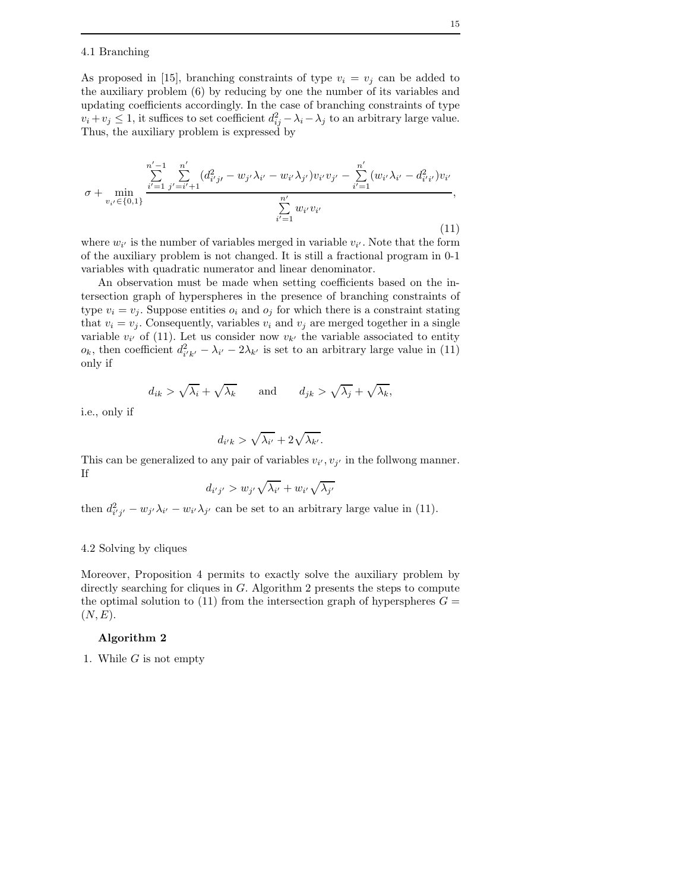### 4.1 Branching

As proposed in [15], branching constraints of type $v_i = v_j$ can be added to the auxiliary problem (6) by reducing by one the number of its variables and updating coefficients accordingly. In the case of branching constraints of type $v_i + v_j \leq 1$, it suffices to set coefficient $d_{ij}^2 - \lambda_i - \lambda_j$ to an arbitrary large value. Thus, the auxiliary problem is expressed by

$$\sigma + \min_{v_{i'} \in \{0,1\}} \frac{\sum_{i'=1}^{n'-1} \sum_{j'=i'+1}^{n'} (d_{i'j'}^2 - w_{j'}\lambda_{i'} - w_{i'}\lambda_{j'}) v_{i'} v_{j'} - \sum_{i'=1}^{n'} (w_{i'}\lambda_{i'} - d_{i'i'}^2) v_{i'}}{\sum_{i'=1}^{n'} w_{i'} v_{i'}}, \tag{11}$$

where $w_{i'}$ is the number of variables merged in variable $v_{i'}$. Note that the form of the auxiliary problem is not changed. It is still a fractional program in 0-1 variables with quadratic numerator and linear denominator.

An observation must be made when setting coefficients based on the intersection graph of hyperspheres in the presence of branching constraints of type $v_i = v_j$. Suppose entities $o_i$ and $o_j$ for which there is a constraint stating that $v_i = v_j$. Consequently, variables $v_i$ and $v_j$ are merged together in a single variable $v_{i'}$ of (11). Let us consider now $v_{k'}$ the variable associated to entity $o_k$, then coefficient $d_{i'k'}^2 - \lambda_{i'} - 2\lambda_{k'}$ is set to an arbitrary large value in (11) only if

$$d_{ik} > \sqrt{\lambda_i} + \sqrt{\lambda_k} \qquad \text{and} \qquad d_{jk} > \sqrt{\lambda_j} + \sqrt{\lambda_k},$$

i.e., only if

$$d_{i'k} > \sqrt{\lambda_{i'}} + 2\sqrt{\lambda_{k'}}.$$

This can be generalized to any pair of variables $v_{i'}, v_{j'}$ in the follwong manner. If

$$d_{i'j'} > w_{j'}\sqrt{\lambda_{i'}} + w_{i'}\sqrt{\lambda_{j'}}$$

then $d_{i'j'}^2 - w_{j'}\lambda_{i'} - w_{i'}\lambda_{j'}$ can be set to an arbitrary large value in (11).

### 4.2 Solving by cliques

Moreover, Proposition 4 permits to exactly solve the auxiliary problem by directly searching for cliques in $G$. Algorithm 2 presents the steps to compute the optimal solution to (11) from the intersection graph of hyperspheres $G = (N, E)$.

**Algorithm 2**

1. While $G$ is not empty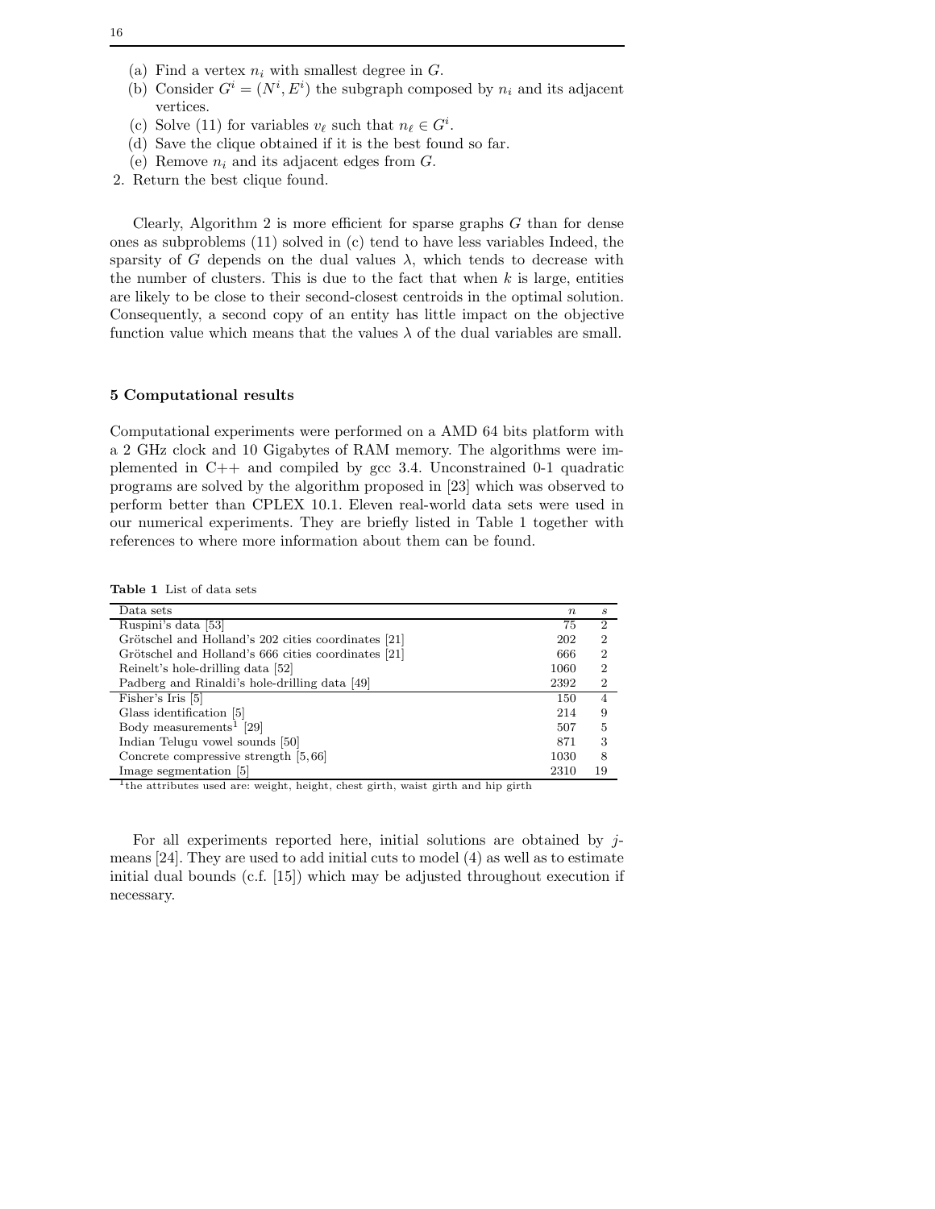(a) Find a vertex $n_i$ with smallest degree in $G$.
(b) Consider $G^i = (N^i, E^i)$ the subgraph composed by $n_i$ and its adjacent vertices.
(c) Solve (11) for variables $v_\ell$ such that $n_\ell \in G^i$.
(d) Save the clique obtained if it is the best found so far.
(e) Remove $n_i$ and its adjacent edges from $G$.

2. Return the best clique found.

Clearly, Algorithm 2 is more efficient for sparse graphs $G$ than for dense ones as subproblems (11) solved in (c) tend to have less variables Indeed, the sparsity of $G$ depends on the dual values $\lambda$, which tends to decrease with the number of clusters. This is due to the fact that when $k$ is large, entities are likely to be close to their second-closest centroids in the optimal solution. Consequently, a second copy of an entity has little impact on the objective function value which means that the values $\lambda$ of the dual variables are small.

## 5 Computational results

Computational experiments were performed on a AMD 64 bits platform with a 2 GHz clock and 10 Gigabytes of RAM memory. The algorithms were implemented in C++ and compiled by gcc 3.4. Unconstrained 0-1 quadratic programs are solved by the algorithm proposed in [23] which was observed to perform better than CPLEX 10.1. Eleven real-world data sets were used in our numerical experiments. They are briefly listed in Table 1 together with references to where more information about them can be found.

**Table 1** List of data sets

| Data sets | $n$ | $s$ |
|---|---|---|
| Ruspini's data [53] | 75 | 2 |
| Grötschel and Holland's 202 cities coordinates [21] | 202 | 2 |
| Grötschel and Holland's 666 cities coordinates [21] | 666 | 2 |
| Reinelt's hole-drilling data [52] | 1060 | 2 |
| Padberg and Rinaldi's hole-drilling data [49] | 2392 | 2 |
| Fisher's Iris [5] | 150 | 4 |
| Glass identification [5] | 214 | 9 |
| Body measurements[1] [29] | 507 | 5 |
| Indian Telugu vowel sounds [50] | 871 | 3 |
| Concrete compressive strength [5,66] | 1030 | 8 |
| Image segmentation [5] | 2310 | 19 |

[1]the attributes used are: weight, height, chest girth, waist girth and hip girth

For all experiments reported here, initial solutions are obtained by $j$-means [24]. They are used to add initial cuts to model (4) as well as to estimate initial dual bounds (c.f. [15]) which may be adjusted throughout execution if necessary.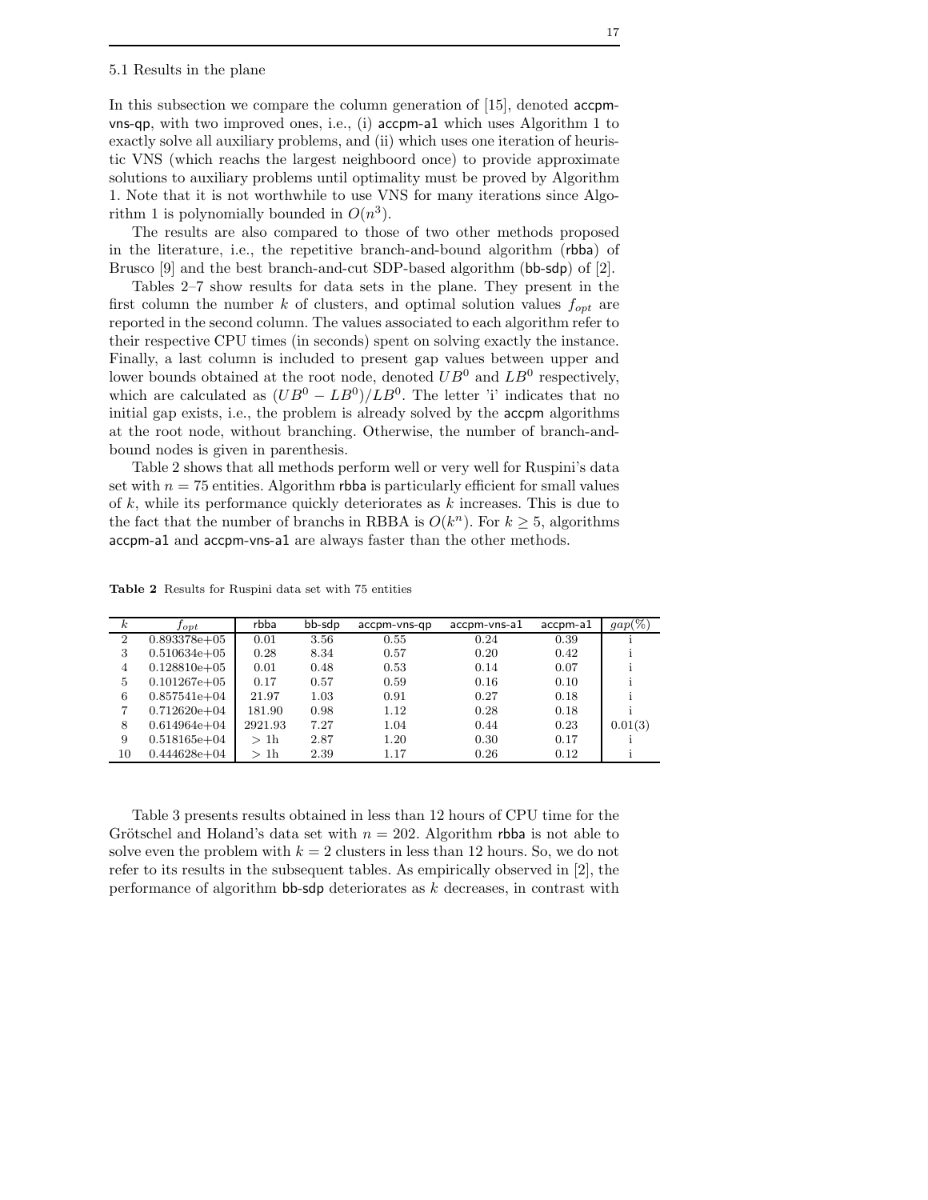### 5.1 Results in the plane

In this subsection we compare the column generation of [15], denoted accpm-vns-qp, with two improved ones, i.e., (i) accpm-a1 which uses Algorithm 1 to exactly solve all auxiliary problems, and (ii) which uses one iteration of heuristic VNS (which reachs the largest neighboord once) to provide approximate solutions to auxiliary problems until optimality must be proved by Algorithm 1. Note that it is not worthwhile to use VNS for many iterations since Algorithm 1 is polynomially bounded in $O(n^3)$.

The results are also compared to those of two other methods proposed in the literature, i.e., the repetitive branch-and-bound algorithm (rbba) of Brusco [9] and the best branch-and-cut SDP-based algorithm (bb-sdp) of [2].

Tables 2–7 show results for data sets in the plane. They present in the first column the number $k$ of clusters, and optimal solution values $f_{opt}$ are reported in the second column. The values associated to each algorithm refer to their respective CPU times (in seconds) spent on solving exactly the instance. Finally, a last column is included to present gap values between upper and lower bounds obtained at the root node, denoted $UB^0$ and $LB^0$ respectively, which are calculated as $(UB^0 - LB^0)/LB^0$. The letter 'i' indicates that no initial gap exists, i.e., the problem is already solved by the accpm algorithms at the root node, without branching. Otherwise, the number of branch-and-bound nodes is given in parenthesis.

Table 2 shows that all methods perform well or very well for Ruspini's data set with $n = 75$ entities. Algorithm rbba is particularly efficient for small values of $k$, while its performance quickly deteriorates as $k$ increases. This is due to the fact that the number of branchs in RBBA is $O(k^n)$. For $k \geq 5$, algorithms accpm-a1 and accpm-vns-a1 are always faster than the other methods.

**Table 2** Results for Ruspini data set with 75 entities

| $k$ | $f_{opt}$ | rbba | bb-sdp | accpm-vns-qp | accpm-vns-a1 | accpm-a1 | $gap(\%)$ |
|---|---|---|---|---|---|---|---|
| 2 | 0.893378e+05 | 0.01 | 3.56 | 0.55 | 0.24 | 0.39 | i |
| 3 | 0.510634e+05 | 0.28 | 8.34 | 0.57 | 0.20 | 0.42 | i |
| 4 | 0.128810e+05 | 0.01 | 0.48 | 0.53 | 0.14 | 0.07 | i |
| 5 | 0.101267e+05 | 0.17 | 0.57 | 0.59 | 0.16 | 0.10 | i |
| 6 | 0.857541e+04 | 21.97 | 1.03 | 0.91 | 0.27 | 0.18 | i |
| 7 | 0.712620e+04 | 181.90 | 0.98 | 1.12 | 0.28 | 0.18 | i |
| 8 | 0.614964e+04 | 2921.93 | 7.27 | 1.04 | 0.44 | 0.23 | 0.01(3) |
| 9 | 0.518165e+04 | > 1h | 2.87 | 1.20 | 0.30 | 0.17 | i |
| 10 | 0.444628e+04 | > 1h | 2.39 | 1.17 | 0.26 | 0.12 | i |

Table 3 presents results obtained in less than 12 hours of CPU time for the Grötschel and Holand's data set with $n = 202$. Algorithm rbba is not able to solve even the problem with $k = 2$ clusters in less than 12 hours. So, we do not refer to its results in the subsequent tables. As empirically observed in [2], the performance of algorithm bb-sdp deteriorates as $k$ decreases, in contrast with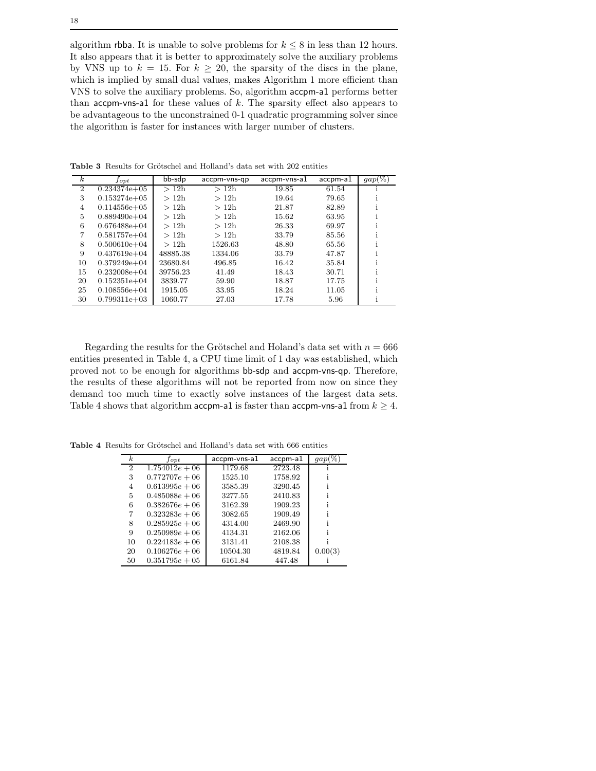algorithm rbba. It is unable to solve problems for $k \leq 8$ in less than 12 hours. It also appears that it is better to approximately solve the auxiliary problems by VNS up to $k = 15$. For $k \geq 20$, the sparsity of the discs in the plane, which is implied by small dual values, makes Algorithm 1 more efficient than VNS to solve the auxiliary problems. So, algorithm accpm-a1 performs better than accpm-vns-a1 for these values of $k$. The sparsity effect also appears to be advantageous to the unconstrained 0-1 quadratic programming solver since the algorithm is faster for instances with larger number of clusters.

**Table 3** Results for Grötschel and Holland's data set with 202 entities

| $k$ | $f_{opt}$ | bb-sdp | accpm-vns-qp | accpm-vns-a1 | accpm-a1 | $gap(\%)$ |
|---|---|---|---|---|---|---|
| 2 | 0.234374e+05 | $> 12$h | $> 12$h | 19.85 | 61.54 | i |
| 3 | 0.153274e+05 | $> 12$h | $> 12$h | 19.64 | 79.65 | i |
| 4 | 0.114556e+05 | $> 12$h | $> 12$h | 21.87 | 82.89 | i |
| 5 | 0.889490e+04 | $> 12$h | $> 12$h | 15.62 | 63.95 | i |
| 6 | 0.676488e+04 | $> 12$h | $> 12$h | 26.33 | 69.97 | i |
| 7 | 0.581757e+04 | $> 12$h | $> 12$h | 33.79 | 85.56 | i |
| 8 | 0.500610e+04 | $> 12$h | 1526.63 | 48.80 | 65.56 | i |
| 9 | 0.437619e+04 | 48885.38 | 1334.06 | 33.79 | 47.87 | i |
| 10 | 0.379249e+04 | 23680.84 | 496.85 | 16.42 | 35.84 | i |
| 15 | 0.232008e+04 | 39756.23 | 41.49 | 18.43 | 30.71 | i |
| 20 | 0.152351e+04 | 3839.77 | 59.90 | 18.87 | 17.75 | i |
| 25 | 0.108556e+04 | 1915.05 | 33.95 | 18.24 | 11.05 | i |
| 30 | 0.799311e+03 | 1060.77 | 27.03 | 17.78 | 5.96 | i |

Regarding the results for the Grötschel and Holand's data set with $n = 666$ entities presented in Table 4, a CPU time limit of 1 day was established, which proved not to be enough for algorithms bb-sdp and accpm-vns-qp. Therefore, the results of these algorithms will not be reported from now on since they demand too much time to exactly solve instances of the largest data sets. Table 4 shows that algorithm accpm-a1 is faster than accpm-vns-a1 from $k \geq 4$.

**Table 4** Results for Grötschel and Holland's data set with 666 entities

| $k$ | $f_{opt}$ | accpm-vns-a1 | accpm-a1 | $gap(\%)$ |
|---|---|---|---|---|
| 2 | $1.754012e+06$ | 1179.68 | 2723.48 | i |
| 3 | $0.772707e+06$ | 1525.10 | 1758.92 | i |
| 4 | $0.613995e+06$ | 3585.39 | 3290.45 | i |
| 5 | $0.485088e+06$ | 3277.55 | 2410.83 | i |
| 6 | $0.382676e+06$ | 3162.39 | 1909.23 | i |
| 7 | $0.323283e+06$ | 3082.65 | 1909.49 | i |
| 8 | $0.285925e+06$ | 4314.00 | 2469.90 | i |
| 9 | $0.250989e+06$ | 4134.31 | 2162.06 | i |
| 10 | $0.224183e+06$ | 3131.41 | 2108.38 | i |
| 20 | $0.106276e+06$ | 10504.30 | 4819.84 | 0.00(3) |
| 50 | $0.351795e+05$ | 6161.84 | 447.48 | i |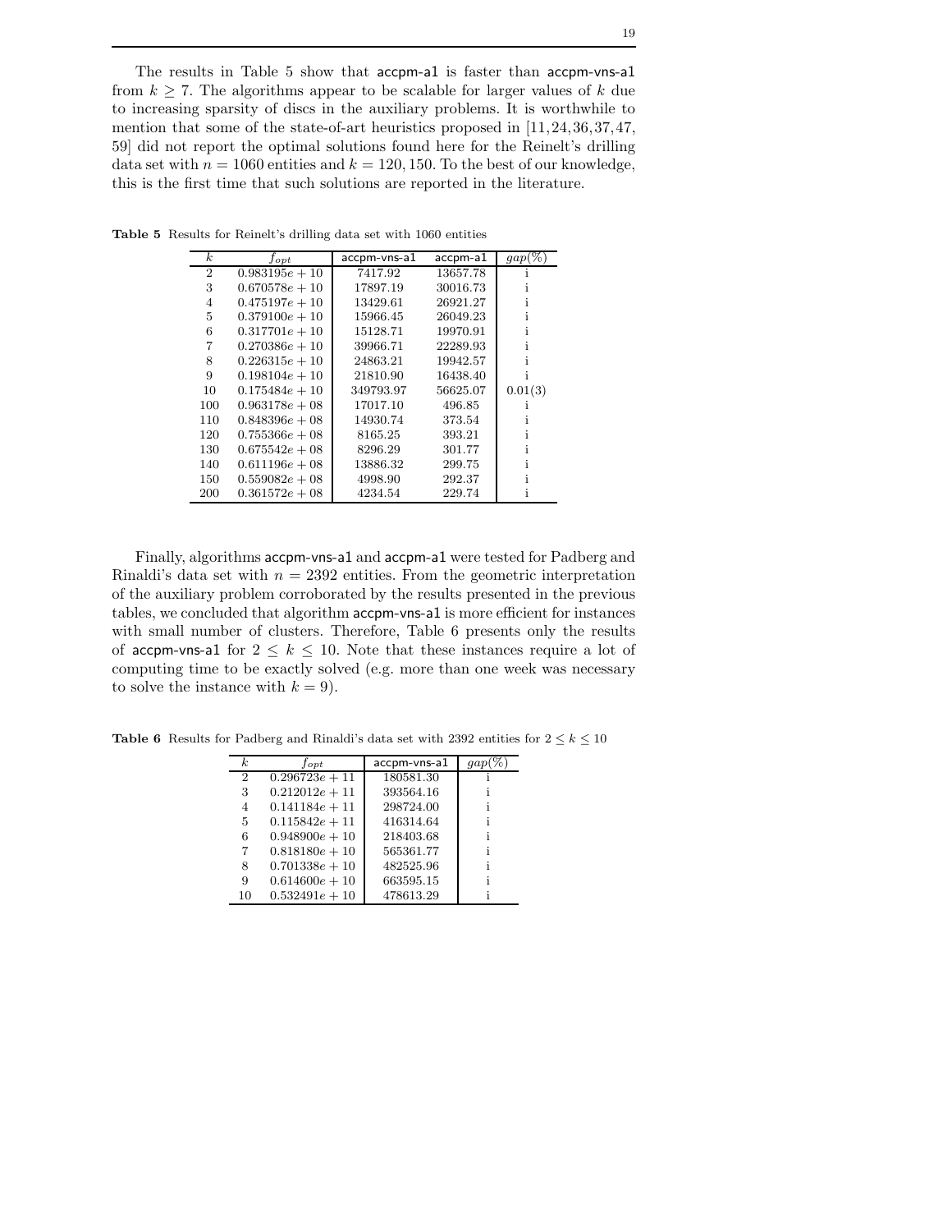The results in Table 5 show that accpm-a1 is faster than accpm-vns-a1 from $k \geq 7$. The algorithms appear to be scalable for larger values of $k$ due to increasing sparsity of discs in the auxiliary problems. It is worthwhile to mention that some of the state-of-art heuristics proposed in [11,24,36,37,47, 59] did not report the optimal solutions found here for the Reinelt's drilling data set with $n = 1060$ entities and $k = 120, 150$. To the best of our knowledge, this is the first time that such solutions are reported in the literature.

**Table 5** Results for Reinelt's drilling data set with 1060 entities

| $k$ | $f_{opt}$ | accpm-vns-a1 | accpm-a1 | $gap(\%)$ |
|---|---|---|---|---|
| 2 | $0.983195e+10$ | 7417.92 | 13657.78 | i |
| 3 | $0.670578e+10$ | 17897.19 | 30016.73 | i |
| 4 | $0.475197e+10$ | 13429.61 | 26921.27 | i |
| 5 | $0.379100e+10$ | 15966.45 | 26049.23 | i |
| 6 | $0.317701e+10$ | 15128.71 | 19970.91 | i |
| 7 | $0.270386e+10$ | 39966.71 | 22289.93 | i |
| 8 | $0.226315e+10$ | 24863.21 | 19942.57 | i |
| 9 | $0.198104e+10$ | 21810.90 | 16438.40 | i |
| 10 | $0.175484e+10$ | 349793.97 | 56625.07 | 0.01(3) |
| 100 | $0.963178e+08$ | 17017.10 | 496.85 | i |
| 110 | $0.848396e+08$ | 14930.74 | 373.54 | i |
| 120 | $0.755366e+08$ | 8165.25 | 393.21 | i |
| 130 | $0.675542e+08$ | 8296.29 | 301.77 | i |
| 140 | $0.611196e+08$ | 13886.32 | 299.75 | i |
| 150 | $0.559082e+08$ | 4998.90 | 292.37 | i |
| 200 | $0.361572e+08$ | 4234.54 | 229.74 | i |

Finally, algorithms accpm-vns-a1 and accpm-a1 were tested for Padberg and Rinaldi's data set with $n = 2392$ entities. From the geometric interpretation of the auxiliary problem corroborated by the results presented in the previous tables, we concluded that algorithm accpm-vns-a1 is more efficient for instances with small number of clusters. Therefore, Table 6 presents only the results of accpm-vns-a1 for $2 \leq k \leq 10$. Note that these instances require a lot of computing time to be exactly solved (e.g. more than one week was necessary to solve the instance with $k = 9$).

**Table 6** Results for Padberg and Rinaldi's data set with 2392 entities for $2 \leq k \leq 10$

| $k$ | $f_{opt}$ | accpm-vns-a1 | $gap(\%)$ |
|---|---|---|---|
| 2 | $0.296723e+11$ | 180581.30 | i |
| 3 | $0.212012e+11$ | 393564.16 | i |
| 4 | $0.141184e+11$ | 298724.00 | i |
| 5 | $0.115842e+11$ | 416314.64 | i |
| 6 | $0.948900e+10$ | 218403.68 | i |
| 7 | $0.818180e+10$ | 565361.77 | i |
| 8 | $0.701338e+10$ | 482525.96 | i |
| 9 | $0.614600e+10$ | 663595.15 | i |
| 10 | $0.532491e+10$ | 478613.29 | i |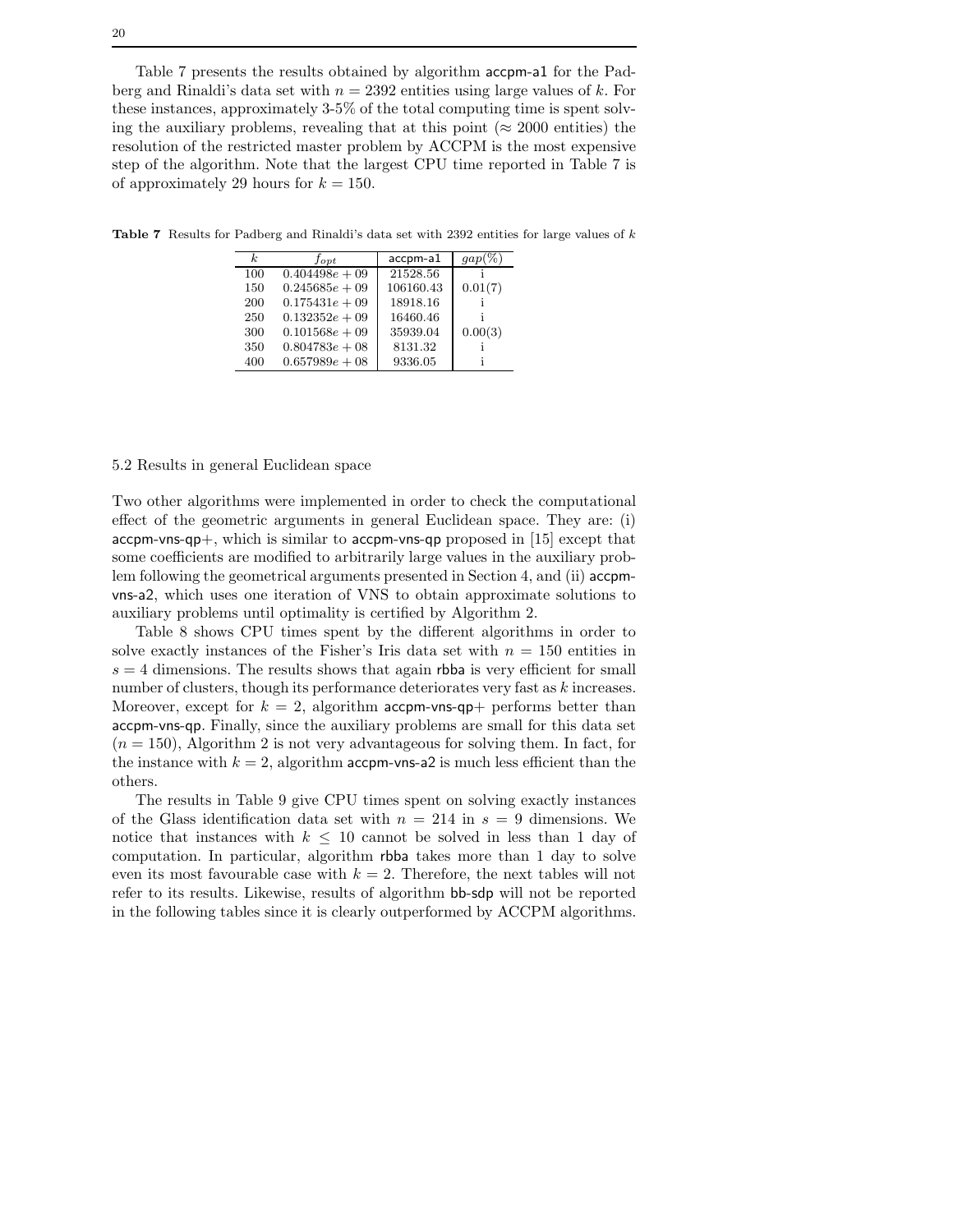Table 7 presents the results obtained by algorithm accpm-a1 for the Padberg and Rinaldi's data set with $n = 2392$ entities using large values of $k$. For these instances, approximately 3-5% of the total computing time is spent solving the auxiliary problems, revealing that at this point ($\approx 2000$ entities) the resolution of the restricted master problem by ACCPM is the most expensive step of the algorithm. Note that the largest CPU time reported in Table 7 is of approximately 29 hours for $k = 150$.

**Table 7** Results for Padberg and Rinaldi's data set with 2392 entities for large values of $k$

| $k$ | $f_{opt}$ | accpm-a1 | $gap(\%)$ |
|---|---|---|---|
| 100 | $0.404498e+09$ | 21528.56 | i |
| 150 | $0.245685e+09$ | 106160.43 | 0.01(7) |
| 200 | $0.175431e+09$ | 18918.16 | i |
| 250 | $0.132352e+09$ | 16460.46 | i |
| 300 | $0.101568e+09$ | 35939.04 | 0.00(3) |
| 350 | $0.804783e+08$ | 8131.32 | i |
| 400 | $0.657989e+08$ | 9336.05 | i |

## 5.2 Results in general Euclidean space

Two other algorithms were implemented in order to check the computational effect of the geometric arguments in general Euclidean space. They are: (i) accpm-vns-qp+, which is similar to accpm-vns-qp proposed in [15] except that some coefficients are modified to arbitrarily large values in the auxiliary problem following the geometrical arguments presented in Section 4, and (ii) accpm-vns-a2, which uses one iteration of VNS to obtain approximate solutions to auxiliary problems until optimality is certified by Algorithm 2.

Table 8 shows CPU times spent by the different algorithms in order to solve exactly instances of the Fisher's Iris data set with $n = 150$ entities in $s = 4$ dimensions. The results shows that again rbba is very efficient for small number of clusters, though its performance deteriorates very fast as $k$ increases. Moreover, except for $k = 2$, algorithm accpm-vns-qp+ performs better than accpm-vns-qp. Finally, since the auxiliary problems are small for this data set ($n = 150$), Algorithm 2 is not very advantageous for solving them. In fact, for the instance with $k = 2$, algorithm accpm-vns-a2 is much less efficient than the others.

The results in Table 9 give CPU times spent on solving exactly instances of the Glass identification data set with $n = 214$ in $s = 9$ dimensions. We notice that instances with $k \leq 10$ cannot be solved in less than 1 day of computation. In particular, algorithm rbba takes more than 1 day to solve even its most favourable case with $k = 2$. Therefore, the next tables will not refer to its results. Likewise, results of algorithm bb-sdp will not be reported in the following tables since it is clearly outperformed by ACCPM algorithms.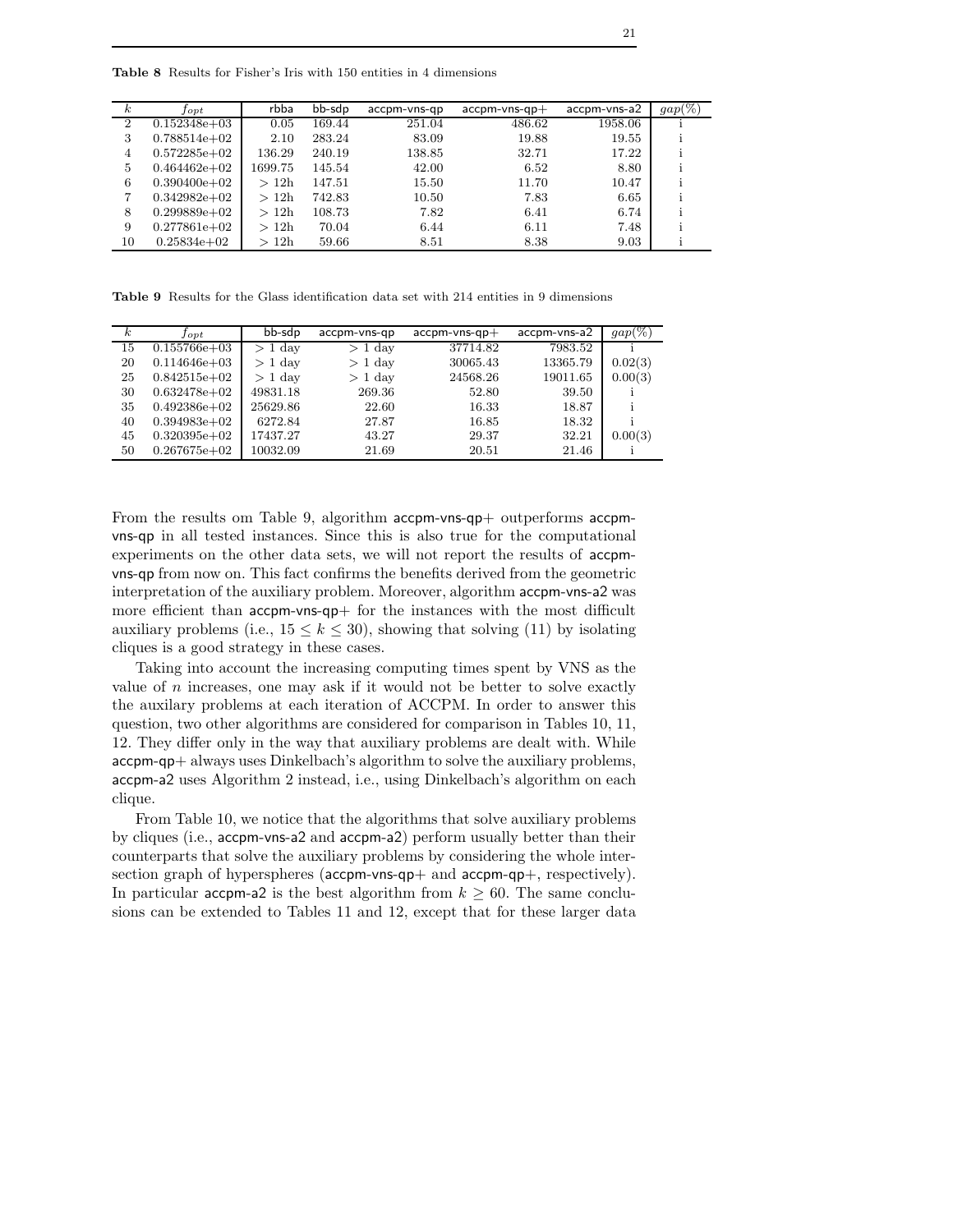**Table 8** Results for Fisher's Iris with 150 entities in 4 dimensions

| $k$ | $f_{opt}$ | rbba | bb-sdp | accpm-vns-qp | accpm-vns-qp+ | accpm-vns-a2 | $gap(\%)$ |
|---|---|---|---|---|---|---|---|
| 2 | 0.152348e+03 | 0.05 | 169.44 | 251.04 | 486.62 | 1958.06 | i |
| 3 | 0.788514e+02 | 2.10 | 283.24 | 83.09 | 19.88 | 19.55 | i |
| 4 | 0.572285e+02 | 136.29 | 240.19 | 138.85 | 32.71 | 17.22 | i |
| 5 | 0.464462e+02 | 1699.75 | 145.54 | 42.00 | 6.52 | 8.80 | i |
| 6 | 0.390400e+02 | > 12h | 147.51 | 15.50 | 11.70 | 10.47 | i |
| 7 | 0.342982e+02 | > 12h | 742.83 | 10.50 | 7.83 | 6.65 | i |
| 8 | 0.299889e+02 | > 12h | 108.73 | 7.82 | 6.41 | 6.74 | i |
| 9 | 0.277861e+02 | > 12h | 70.04 | 6.44 | 6.11 | 7.48 | i |
| 10 | 0.25834e+02 | > 12h | 59.66 | 8.51 | 8.38 | 9.03 | i |

**Table 9** Results for the Glass identification data set with 214 entities in 9 dimensions

| $k$ | $f_{opt}$ | bb-sdp | accpm-vns-qp | accpm-vns-qp+ | accpm-vns-a2 | $gap(\%)$ |
|---|---|---|---|---|---|---|
| 15 | 0.155766e+03 | > 1 day | > 1 day | 37714.82 | 7983.52 | i |
| 20 | 0.114646e+03 | > 1 day | > 1 day | 30065.43 | 13365.79 | 0.02(3) |
| 25 | 0.842515e+02 | > 1 day | > 1 day | 24568.26 | 19011.65 | 0.00(3) |
| 30 | 0.632478e+02 | 49831.18 | 269.36 | 52.80 | 39.50 | i |
| 35 | 0.492386e+02 | 25629.86 | 22.60 | 16.33 | 18.87 | i |
| 40 | 0.394983e+02 | 6272.84 | 27.87 | 16.85 | 18.32 | i |
| 45 | 0.320395e+02 | 17437.27 | 43.27 | 29.37 | 32.21 | 0.00(3) |
| 50 | 0.267675e+02 | 10032.09 | 21.69 | 20.51 | 21.46 | i |

From the results om Table 9, algorithm accpm-vns-qp+ outperforms accpm-vns-qp in all tested instances. Since this is also true for the computational experiments on the other data sets, we will not report the results of accpm-vns-qp from now on. This fact confirms the benefits derived from the geometric interpretation of the auxiliary problem. Moreover, algorithm accpm-vns-a2 was more efficient than accpm-vns-qp+ for the instances with the most difficult auxiliary problems (i.e., $15 \leq k \leq 30$), showing that solving (11) by isolating cliques is a good strategy in these cases.

Taking into account the increasing computing times spent by VNS as the value of $n$ increases, one may ask if it would not be better to solve exactly the auxilary problems at each iteration of ACCPM. In order to answer this question, two other algorithms are considered for comparison in Tables 10, 11, 12. They differ only in the way that auxiliary problems are dealt with. While accpm-qp+ always uses Dinkelbach's algorithm to solve the auxiliary problems, accpm-a2 uses Algorithm 2 instead, i.e., using Dinkelbach's algorithm on each clique.

From Table 10, we notice that the algorithms that solve auxiliary problems by cliques (i.e., accpm-vns-a2 and accpm-a2) perform usually better than their counterparts that solve the auxiliary problems by considering the whole intersection graph of hyperspheres (accpm-vns-qp+ and accpm-qp+, respectively). In particular accpm-a2 is the best algorithm from $k \geq 60$. The same conclusions can be extended to Tables 11 and 12, except that for these larger data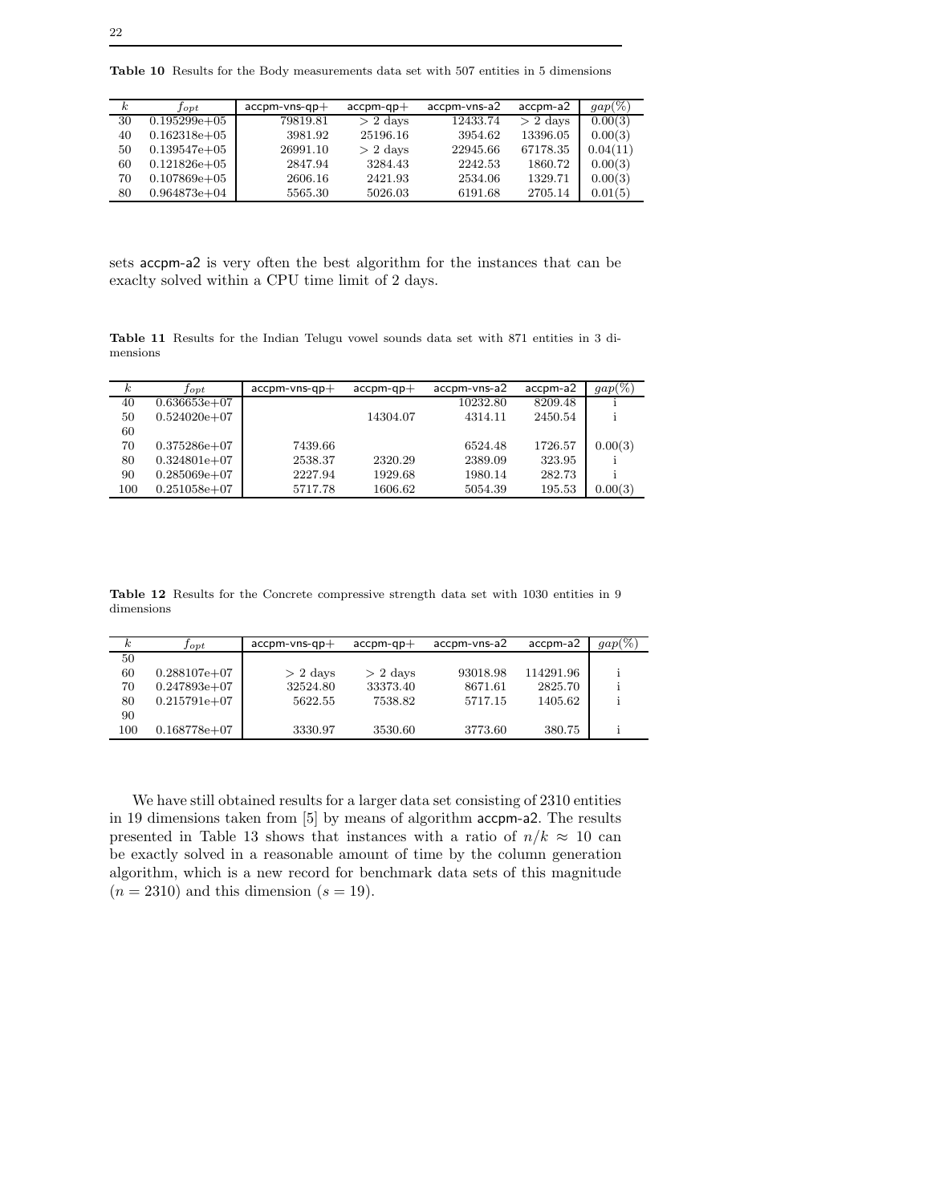**Table 10** Results for the Body measurements data set with 507 entities in 5 dimensions

| $k$ | $f_{opt}$ | accpm-vns-qp+ | accpm-qp+ | accpm-vns-a2 | accpm-a2 | $gap(\%)$ |
|---|---|---|---|---|---|---|
| 30 | 0.195299e+05 | 79819.81 | > 2 days | 12433.74 | > 2 days | 0.00(3) |
| 40 | 0.162318e+05 | 3981.92 | 25196.16 | 3954.62 | 13396.05 | 0.00(3) |
| 50 | 0.139547e+05 | 26991.10 | > 2 days | 22945.66 | 67178.35 | 0.04(11) |
| 60 | 0.121826e+05 | 2847.94 | 3284.43 | 2242.53 | 1860.72 | 0.00(3) |
| 70 | 0.107869e+05 | 2606.16 | 2421.93 | 2534.06 | 1329.71 | 0.00(3) |
| 80 | 0.964873e+04 | 5565.30 | 5026.03 | 6191.68 | 2705.14 | 0.01(5) |

sets accpm-a2 is very often the best algorithm for the instances that can be exaclty solved within a CPU time limit of 2 days.

**Table 11** Results for the Indian Telugu vowel sounds data set with 871 entities in 3 dimensions

| $k$ | $f_{opt}$ | accpm-vns-qp+ | accpm-qp+ | accpm-vns-a2 | accpm-a2 | $gap(\%)$ |
|---|---|---|---|---|---|---|
| 40 | 0.636653e+07 | | | 10232.80 | 8209.48 | i |
| 50 | 0.524020e+07 | | 14304.07 | 4314.11 | 2450.54 | i |
| 60 | | | | | | |
| 70 | 0.375286e+07 | 7439.66 | | 6524.48 | 1726.57 | 0.00(3) |
| 80 | 0.324801e+07 | 2538.37 | 2320.29 | 2389.09 | 323.95 | i |
| 90 | 0.285069e+07 | 2227.94 | 1929.68 | 1980.14 | 282.73 | i |
| 100 | 0.251058e+07 | 5717.78 | 1606.62 | 5054.39 | 195.53 | 0.00(3) |

**Table 12** Results for the Concrete compressive strength data set with 1030 entities in 9 dimensions

| $k$ | $f_{opt}$ | accpm-vns-qp+ | accpm-qp+ | accpm-vns-a2 | accpm-a2 | $gap(\%)$ |
|---|---|---|---|---|---|---|
| 50 | | | | | | |
| 60 | 0.288107e+07 | > 2 days | > 2 days | 93018.98 | 114291.96 | i |
| 70 | 0.247893e+07 | 32524.80 | 33373.40 | 8671.61 | 2825.70 | i |
| 80 | 0.215791e+07 | 5622.55 | 7538.82 | 5717.15 | 1405.62 | i |
| 90 | | | | | | |
| 100 | 0.168778e+07 | 3330.97 | 3530.60 | 3773.60 | 380.75 | i |

We have still obtained results for a larger data set consisting of 2310 entities in 19 dimensions taken from [5] by means of algorithm accpm-a2. The results presented in Table 13 shows that instances with a ratio of $n/k \approx 10$ can be exactly solved in a reasonable amount of time by the column generation algorithm, which is a new record for benchmark data sets of this magnitude ($n = 2310$) and this dimension ($s = 19$).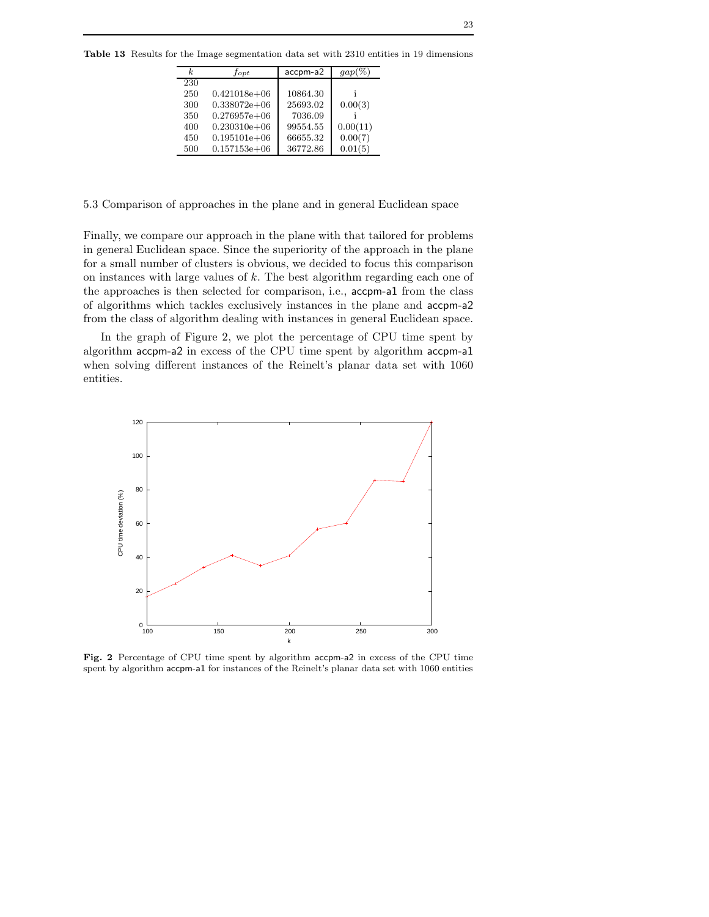**Table 13** Results for the Image segmentation data set with 2310 entities in 19 dimensions

| $k$ | $f_{opt}$ | accpm-a2 | $gap(\%)$ |
|---|---|---|---|
| 230 | | | |
| 250 | 0.421018e+06 | 10864.30 | i |
| 300 | 0.338072e+06 | 25693.02 | 0.00(3) |
| 350 | 0.276957e+06 | 7036.09 | i |
| 400 | 0.230310e+06 | 99554.55 | 0.00(11) |
| 450 | 0.195101e+06 | 66655.32 | 0.00(7) |
| 500 | 0.157153e+06 | 36772.86 | 0.01(5) |

### 5.3 Comparison of approaches in the plane and in general Euclidean space

Finally, we compare our approach in the plane with that tailored for problems in general Euclidean space. Since the superiority of the approach in the plane for a small number of clusters is obvious, we decided to focus this comparison on instances with large values of $k$. The best algorithm regarding each one of the approaches is then selected for comparison, i.e., accpm-a1 from the class of algorithms which tackles exclusively instances in the plane and accpm-a2 from the class of algorithm dealing with instances in general Euclidean space.

In the graph of Figure 2, we plot the percentage of CPU time spent by algorithm accpm-a2 in excess of the CPU time spent by algorithm accpm-a1 when solving different instances of the Reinelt's planar data set with 1060 entities.

**Fig. 2** Percentage of CPU time spent by algorithm accpm-a2 in excess of the CPU time spent by algorithm accpm-a1 for instances of the Reinelt's planar data set with 1060 entities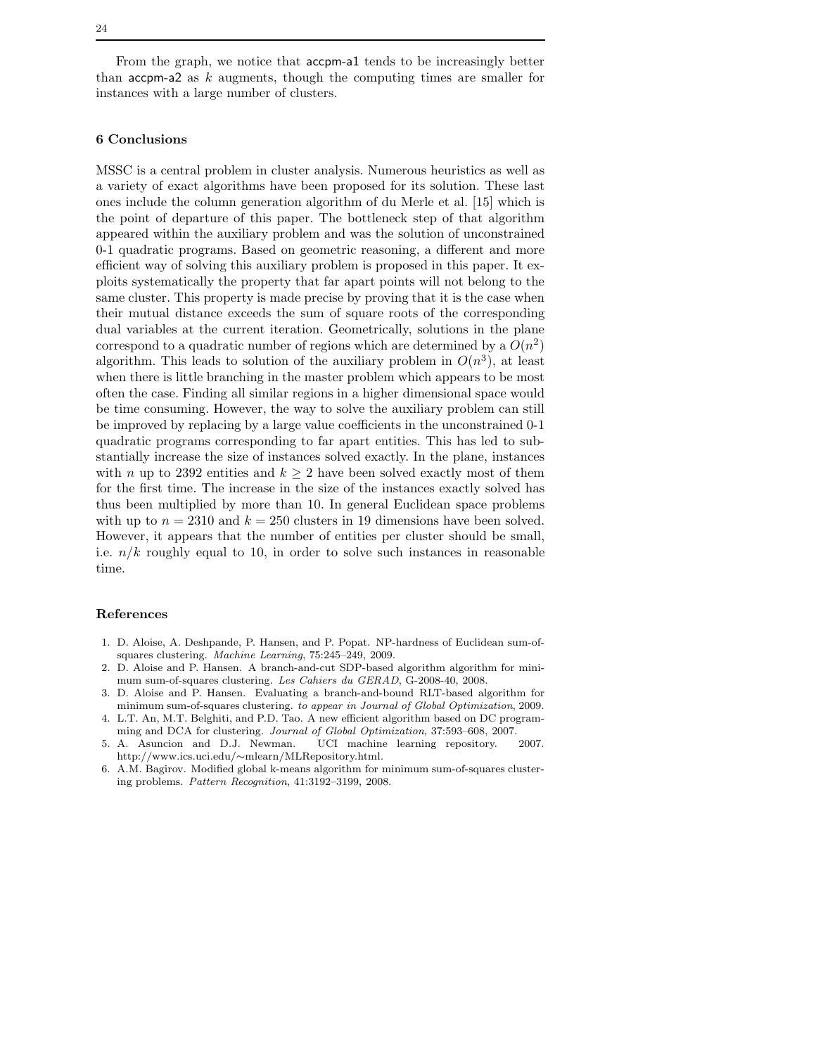From the graph, we notice that accpm-a1 tends to be increasingly better than accpm-a2 as $k$ augments, though the computing times are smaller for instances with a large number of clusters.

## 6 Conclusions

MSSC is a central problem in cluster analysis. Numerous heuristics as well as a variety of exact algorithms have been proposed for its solution. These last ones include the column generation algorithm of du Merle et al. [15] which is the point of departure of this paper. The bottleneck step of that algorithm appeared within the auxiliary problem and was the solution of unconstrained 0-1 quadratic programs. Based on geometric reasoning, a different and more efficient way of solving this auxiliary problem is proposed in this paper. It exploits systematically the property that far apart points will not belong to the same cluster. This property is made precise by proving that it is the case when their mutual distance exceeds the sum of square roots of the corresponding dual variables at the current iteration. Geometrically, solutions in the plane correspond to a quadratic number of regions which are determined by a $O(n^2)$ algorithm. This leads to solution of the auxiliary problem in $O(n^3)$, at least when there is little branching in the master problem which appears to be most often the case. Finding all similar regions in a higher dimensional space would be time consuming. However, the way to solve the auxiliary problem can still be improved by replacing by a large value coefficients in the unconstrained 0-1 quadratic programs corresponding to far apart entities. This has led to substantially increase the size of instances solved exactly. In the plane, instances with $n$ up to 2392 entities and $k \geq 2$ have been solved exactly most of them for the first time. The increase in the size of the instances exactly solved has thus been multiplied by more than 10. In general Euclidean space problems with up to $n = 2310$ and $k = 250$ clusters in 19 dimensions have been solved. However, it appears that the number of entities per cluster should be small, i.e. $n/k$ roughly equal to 10, in order to solve such instances in reasonable time.

## References

1. D. Aloise, A. Deshpande, P. Hansen, and P. Popat. NP-hardness of Euclidean sum-of-squares clustering. *Machine Learning*, 75:245–249, 2009.
2. D. Aloise and P. Hansen. A branch-and-cut SDP-based algorithm algorithm for minimum sum-of-squares clustering. *Les Cahiers du GERAD*, G-2008-40, 2008.
3. D. Aloise and P. Hansen. Evaluating a branch-and-bound RLT-based algorithm for minimum sum-of-squares clustering. *to appear in Journal of Global Optimization*, 2009.
4. L.T. An, M.T. Belghiti, and P.D. Tao. A new efficient algorithm based on DC programming and DCA for clustering. *Journal of Global Optimization*, 37:593–608, 2007.
5. A. Asuncion and D.J. Newman. UCI machine learning repository. 2007. http://www.ics.uci.edu/∼mlearn/MLRepository.html.
6. A.M. Bagirov. Modified global k-means algorithm for minimum sum-of-squares clustering problems. *Pattern Recognition*, 41:3192–3199, 2008.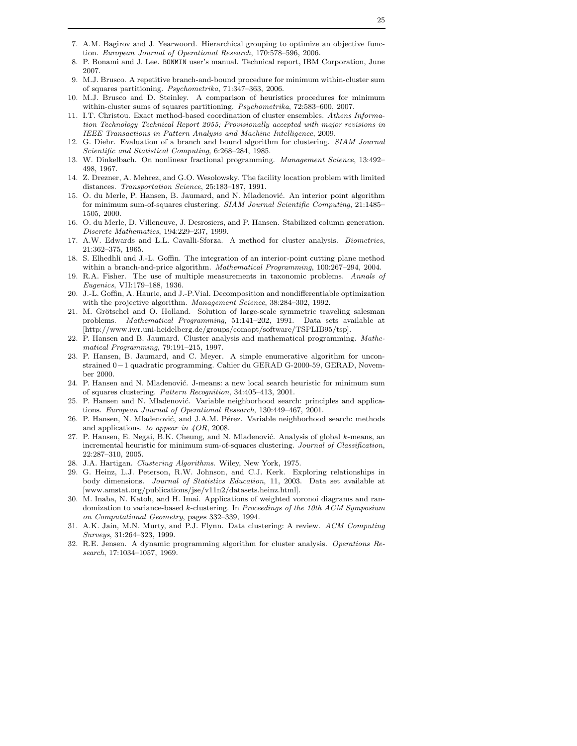7. A.M. Bagirov and J. Yearwoord. Hierarchical grouping to optimize an objective function. *European Journal of Operational Research*, 170:578–596, 2006.
8. P. Bonami and J. Lee. BONMIN user's manual. Technical report, IBM Corporation, June 2007.
9. M.J. Brusco. A repetitive branch-and-bound procedure for minimum within-cluster sum of squares partitioning. *Psychometrika*, 71:347–363, 2006.
10. M.J. Brusco and D. Steinley. A comparison of heuristics procedures for minimum within-cluster sums of squares partitioning. *Psychometrika*, 72:583–600, 2007.
11. I.T. Christou. Exact method-based coordination of cluster ensembles. *Athens Information Technology Technical Report 2055; Provisionally accepted with major revisions in IEEE Transactions in Pattern Analysis and Machine Intelligence*, 2009.
12. G. Diehr. Evaluation of a branch and bound algorithm for clustering. *SIAM Journal Scientific and Statistical Computing*, 6:268–284, 1985.
13. W. Dinkelbach. On nonlinear fractional programming. *Management Science*, 13:492–498, 1967.
14. Z. Drezner, A. Mehrez, and G.O. Wesolowsky. The facility location problem with limited distances. *Transportation Science*, 25:183–187, 1991.
15. O. du Merle, P. Hansen, B. Jaumard, and N. Mladenović. An interior point algorithm for minimum sum-of-squares clustering. *SIAM Journal Scientific Computing*, 21:1485–1505, 2000.
16. O. du Merle, D. Villeneuve, J. Desrosiers, and P. Hansen. Stabilized column generation. *Discrete Mathematics*, 194:229–237, 1999.
17. A.W. Edwards and L.L. Cavalli-Sforza. A method for cluster analysis. *Biometrics*, 21:362–375, 1965.
18. S. Elhedhli and J.-L. Goffin. The integration of an interior-point cutting plane method within a branch-and-price algorithm. *Mathematical Programming*, 100:267–294, 2004.
19. R.A. Fisher. The use of multiple measurements in taxonomic problems. *Annals of Eugenics*, VII:179–188, 1936.
20. J.-L. Goffin, A. Haurie, and J.-P.Vial. Decomposition and nondifferentiable optimization with the projective algorithm. *Management Science*, 38:284–302, 1992.
21. M. Grötschel and O. Holland. Solution of large-scale symmetric traveling salesman problems. *Mathematical Programming*, 51:141–202, 1991. Data sets available at [http://www.iwr.uni-heidelberg.de/groups/comopt/software/TSPLIB95/tsp].
22. P. Hansen and B. Jaumard. Cluster analysis and mathematical programming. *Mathematical Programming*, 79:191–215, 1997.
23. P. Hansen, B. Jaumard, and C. Meyer. A simple enumerative algorithm for unconstrained $0-1$ quadratic programming. Cahier du GERAD G-2000-59, GERAD, November 2000.
24. P. Hansen and N. Mladenović. J-means: a new local search heuristic for minimum sum of squares clustering. *Pattern Recognition*, 34:405–413, 2001.
25. P. Hansen and N. Mladenović. Variable neighborhood search: principles and applications. *European Journal of Operational Research*, 130:449–467, 2001.
26. P. Hansen, N. Mladenović, and J.A.M. Pérez. Variable neighborhood search: methods and applications. *to appear in 4OR*, 2008.
27. P. Hansen, E. Negai, B.K. Cheung, and N. Mladenović. Analysis of global $k$-means, an incremental heuristic for minimum sum-of-squares clustering. *Journal of Classification*, 22:287–310, 2005.
28. J.A. Hartigan. *Clustering Algorithms*. Wiley, New York, 1975.
29. G. Heinz, L.J. Peterson, R.W. Johnson, and C.J. Kerk. Exploring relationships in body dimensions. *Journal of Statistics Education*, 11, 2003. Data set available at [www.amstat.org/publications/jse/v11n2/datasets.heinz.html].
30. M. Inaba, N. Katoh, and H. Imai. Applications of weighted voronoi diagrams and randomization to variance-based $k$-clustering. In *Proceedings of the 10th ACM Symposium on Computational Geometry*, pages 332–339, 1994.
31. A.K. Jain, M.N. Murty, and P.J. Flynn. Data clustering: A review. *ACM Computing Surveys*, 31:264–323, 1999.
32. R.E. Jensen. A dynamic programming algorithm for cluster analysis. *Operations Research*, 17:1034–1057, 1969.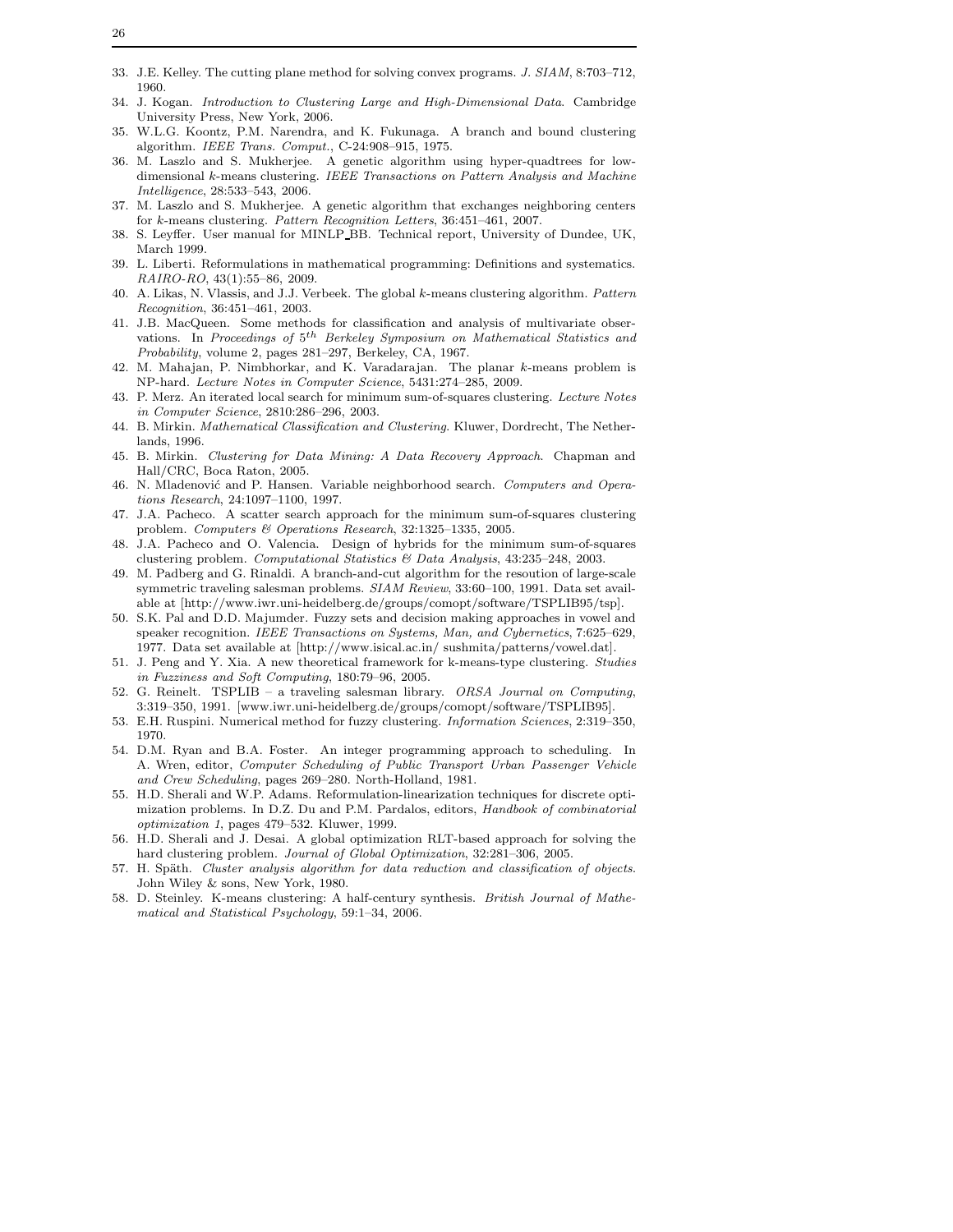33. J.E. Kelley. The cutting plane method for solving convex programs. *J. SIAM*, 8:703–712, 1960.
34. J. Kogan. *Introduction to Clustering Large and High-Dimensional Data*. Cambridge University Press, New York, 2006.
35. W.L.G. Koontz, P.M. Narendra, and K. Fukunaga. A branch and bound clustering algorithm. *IEEE Trans. Comput.*, C-24:908–915, 1975.
36. M. Laszlo and S. Mukherjee. A genetic algorithm using hyper-quadtrees for low-dimensional $k$-means clustering. *IEEE Transactions on Pattern Analysis and Machine Intelligence*, 28:533–543, 2006.
37. M. Laszlo and S. Mukherjee. A genetic algorithm that exchanges neighboring centers for $k$-means clustering. *Pattern Recognition Letters*, 36:451–461, 2007.
38. S. Leyffer. User manual for MINLP_BB. Technical report, University of Dundee, UK, March 1999.
39. L. Liberti. Reformulations in mathematical programming: Definitions and systematics. *RAIRO-RO*, 43(1):55–86, 2009.
40. A. Likas, N. Vlassis, and J.J. Verbeek. The global $k$-means clustering algorithm. *Pattern Recognition*, 36:451–461, 2003.
41. J.B. MacQueen. Some methods for classification and analysis of multivariate observations. In *Proceedings of $5^{th}$ Berkeley Symposium on Mathematical Statistics and Probability*, volume 2, pages 281–297, Berkeley, CA, 1967.
42. M. Mahajan, P. Nimbhorkar, and K. Varadarajan. The planar $k$-means problem is NP-hard. *Lecture Notes in Computer Science*, 5431:274–285, 2009.
43. P. Merz. An iterated local search for minimum sum-of-squares clustering. *Lecture Notes in Computer Science*, 2810:286–296, 2003.
44. B. Mirkin. *Mathematical Classification and Clustering*. Kluwer, Dordrecht, The Netherlands, 1996.
45. B. Mirkin. *Clustering for Data Mining: A Data Recovery Approach*. Chapman and Hall/CRC, Boca Raton, 2005.
46. N. Mladenović and P. Hansen. Variable neighborhood search. *Computers and Operations Research*, 24:1097–1100, 1997.
47. J.A. Pacheco. A scatter search approach for the minimum sum-of-squares clustering problem. *Computers & Operations Research*, 32:1325–1335, 2005.
48. J.A. Pacheco and O. Valencia. Design of hybrids for the minimum sum-of-squares clustering problem. *Computational Statistics & Data Analysis*, 43:235–248, 2003.
49. M. Padberg and G. Rinaldi. A branch-and-cut algorithm for the resoution of large-scale symmetric traveling salesman problems. *SIAM Review*, 33:60–100, 1991. Data set available at [http://www.iwr.uni-heidelberg.de/groups/comopt/software/TSPLIB95/tsp].
50. S.K. Pal and D.D. Majumder. Fuzzy sets and decision making approaches in vowel and speaker recognition. *IEEE Transactions on Systems, Man, and Cybernetics*, 7:625–629, 1977. Data set available at [http://www.isical.ac.in/ sushmita/patterns/vowel.dat].
51. J. Peng and Y. Xia. A new theoretical framework for k-means-type clustering. *Studies in Fuzziness and Soft Computing*, 180:79–96, 2005.
52. G. Reinelt. TSPLIB – a traveling salesman library. *ORSA Journal on Computing*, 3:319–350, 1991. [www.iwr.uni-heidelberg.de/groups/comopt/software/TSPLIB95].
53. E.H. Ruspini. Numerical method for fuzzy clustering. *Information Sciences*, 2:319–350, 1970.
54. D.M. Ryan and B.A. Foster. An integer programming approach to scheduling. In A. Wren, editor, *Computer Scheduling of Public Transport Urban Passenger Vehicle and Crew Scheduling*, pages 269–280. North-Holland, 1981.
55. H.D. Sherali and W.P. Adams. Reformulation-linearization techniques for discrete optimization problems. In D.Z. Du and P.M. Pardalos, editors, *Handbook of combinatorial optimization 1*, pages 479–532. Kluwer, 1999.
56. H.D. Sherali and J. Desai. A global optimization RLT-based approach for solving the hard clustering problem. *Journal of Global Optimization*, 32:281–306, 2005.
57. H. Späth. *Cluster analysis algorithm for data reduction and classification of objects*. John Wiley & sons, New York, 1980.
58. D. Steinley. K-means clustering: A half-century synthesis. *British Journal of Mathematical and Statistical Psychology*, 59:1–34, 2006.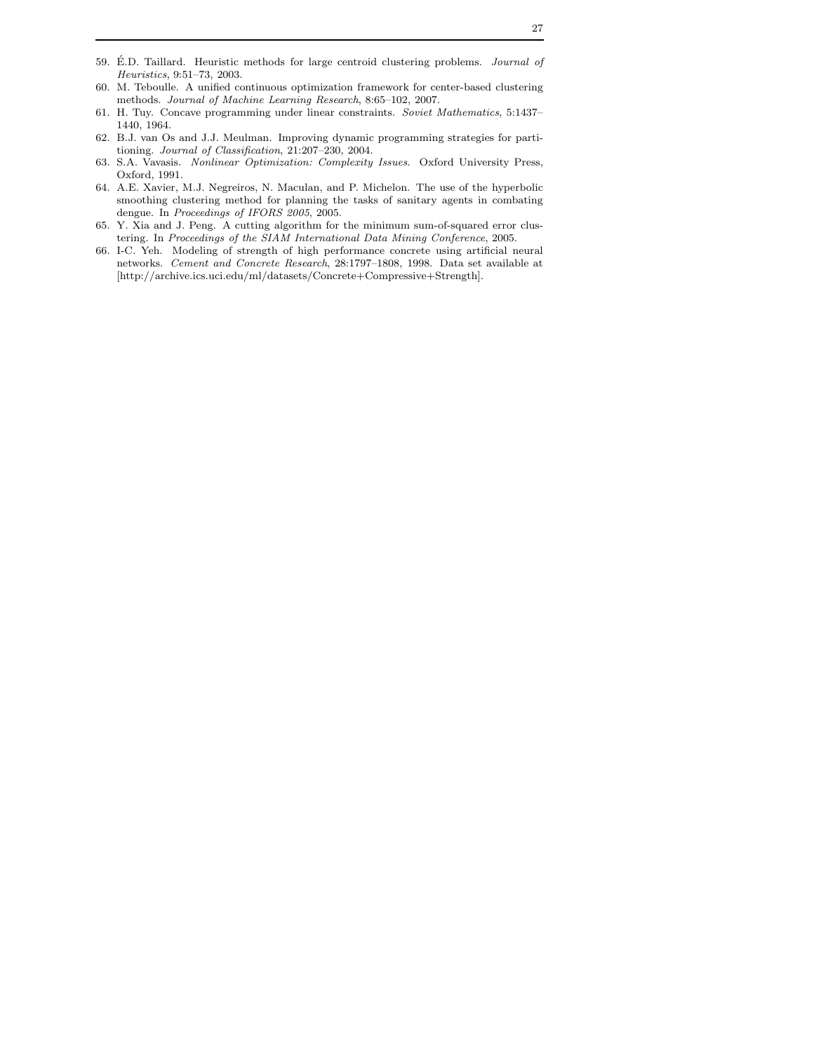59. É.D. Taillard. Heuristic methods for large centroid clustering problems. *Journal of Heuristics*, 9:51–73, 2003.
60. M. Teboulle. A unified continuous optimization framework for center-based clustering methods. *Journal of Machine Learning Research*, 8:65–102, 2007.
61. H. Tuy. Concave programming under linear constraints. *Soviet Mathematics*, 5:1437–1440, 1964.
62. B.J. van Os and J.J. Meulman. Improving dynamic programming strategies for partitioning. *Journal of Classification*, 21:207–230, 2004.
63. S.A. Vavasis. *Nonlinear Optimization: Complexity Issues*. Oxford University Press, Oxford, 1991.
64. A.E. Xavier, M.J. Negreiros, N. Maculan, and P. Michelon. The use of the hyperbolic smoothing clustering method for planning the tasks of sanitary agents in combating dengue. In *Proceedings of IFORS 2005*, 2005.
65. Y. Xia and J. Peng. A cutting algorithm for the minimum sum-of-squared error clustering. In *Proceedings of the SIAM International Data Mining Conference*, 2005.
66. I-C. Yeh. Modeling of strength of high performance concrete using artificial neural networks. *Cement and Concrete Research*, 28:1797–1808, 1998. Data set available at [http://archive.ics.uci.edu/ml/datasets/Concrete+Compressive+Strength].